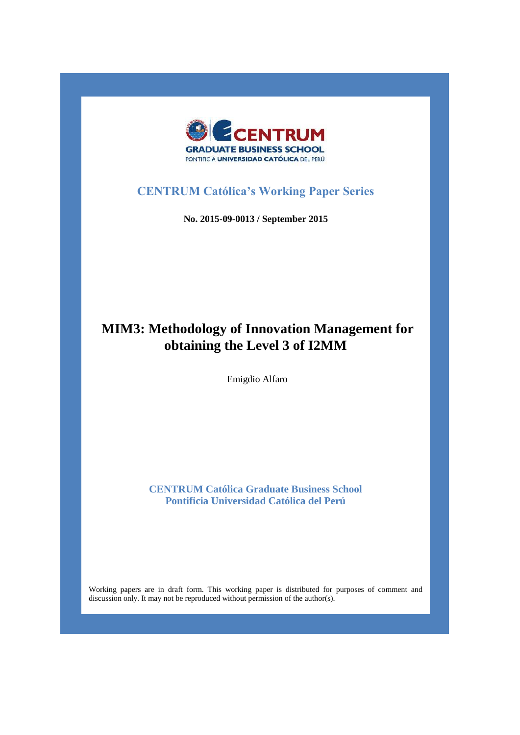CENTRUM Graduate Business School

Pontificia Universidad Católica del Perú

## CENTRUM Católica's Working Paper Series

**No. 2015-09-0013 / September 2015**

# MIM3: Methodology of Innovation Management for obtaining the Level 3 of I2MM

Emigdio Alfaro

**CENTRUM Católica Graduate Business School**
**Pontificia Universidad Católica del Perú**

Working papers are in draft form. This working paper is distributed for purposes of comment and discussion only. It may not be reproduced without permission of the author(s).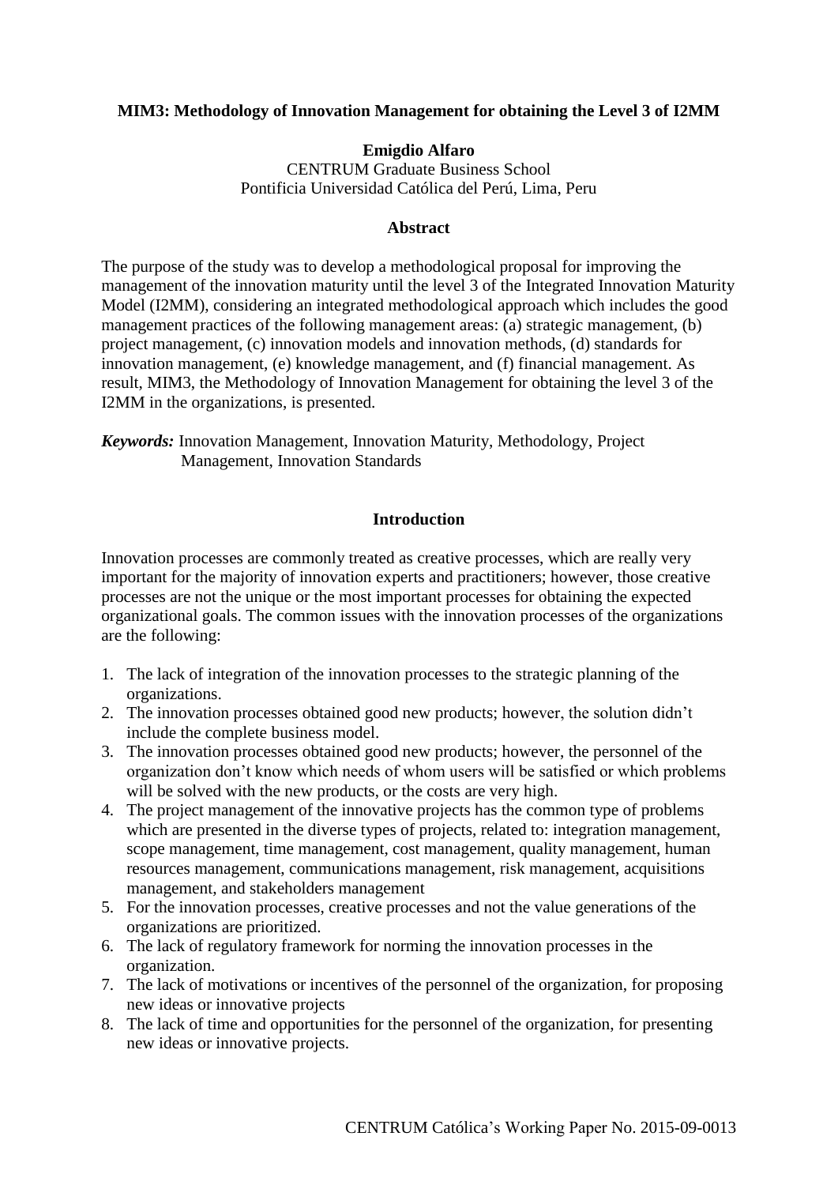**MIM3: Methodology of Innovation Management for obtaining the Level 3 of I2MM**

**Emigdio Alfaro**
CENTRUM Graduate Business School
Pontificia Universidad Católica del Perú, Lima, Peru

**Abstract**

The purpose of the study was to develop a methodological proposal for improving the management of the innovation maturity until the level 3 of the Integrated Innovation Maturity Model (I2MM), considering an integrated methodological approach which includes the good management practices of the following management areas: (a) strategic management, (b) project management, (c) innovation models and innovation methods, (d) standards for innovation management, (e) knowledge management, and (f) financial management. As result, MIM3, the Methodology of Innovation Management for obtaining the level 3 of the I2MM in the organizations, is presented.

***Keywords:*** Innovation Management, Innovation Maturity, Methodology, Project Management, Innovation Standards

## Introduction

Innovation processes are commonly treated as creative processes, which are really very important for the majority of innovation experts and practitioners; however, those creative processes are not the unique or the most important processes for obtaining the expected organizational goals. The common issues with the innovation processes of the organizations are the following:

1. The lack of integration of the innovation processes to the strategic planning of the organizations.
2. The innovation processes obtained good new products; however, the solution didn't include the complete business model.
3. The innovation processes obtained good new products; however, the personnel of the organization don't know which needs of whom users will be satisfied or which problems will be solved with the new products, or the costs are very high.
4. The project management of the innovative projects has the common type of problems which are presented in the diverse types of projects, related to: integration management, scope management, time management, cost management, quality management, human resources management, communications management, risk management, acquisitions management, and stakeholders management
5. For the innovation processes, creative processes and not the value generations of the organizations are prioritized.
6. The lack of regulatory framework for norming the innovation processes in the organization.
7. The lack of motivations or incentives of the personnel of the organization, for proposing new ideas or innovative projects
8. The lack of time and opportunities for the personnel of the organization, for presenting new ideas or innovative projects.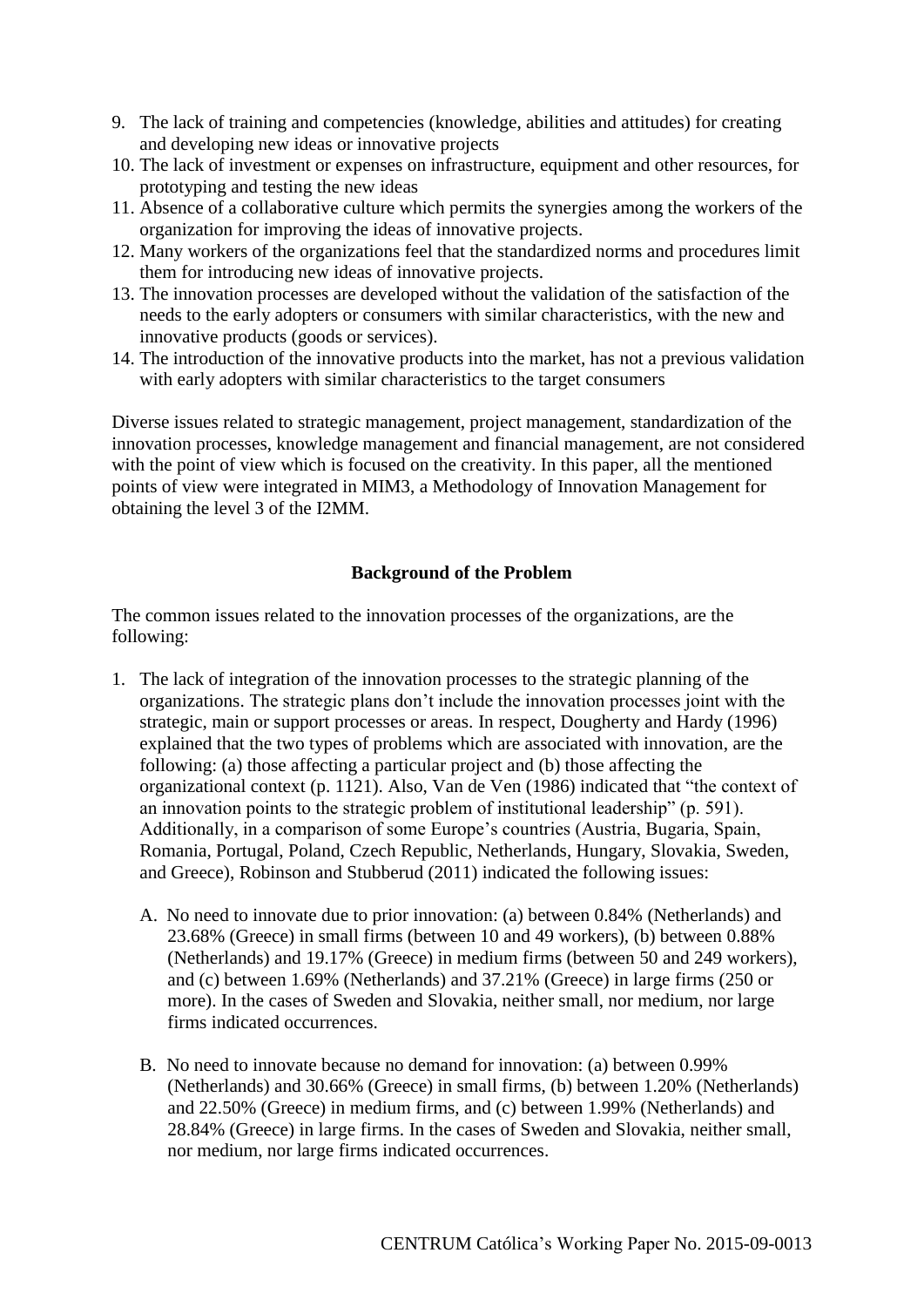9. The lack of training and competencies (knowledge, abilities and attitudes) for creating and developing new ideas or innovative projects
10. The lack of investment or expenses on infrastructure, equipment and other resources, for prototyping and testing the new ideas
11. Absence of a collaborative culture which permits the synergies among the workers of the organization for improving the ideas of innovative projects.
12. Many workers of the organizations feel that the standardized norms and procedures limit them for introducing new ideas of innovative projects.
13. The innovation processes are developed without the validation of the satisfaction of the needs to the early adopters or consumers with similar characteristics, with the new and innovative products (goods or services).
14. The introduction of the innovative products into the market, has not a previous validation with early adopters with similar characteristics to the target consumers

Diverse issues related to strategic management, project management, standardization of the innovation processes, knowledge management and financial management, are not considered with the point of view which is focused on the creativity. In this paper, all the mentioned points of view were integrated in MIM3, a Methodology of Innovation Management for obtaining the level 3 of the I2MM.

## Background of the Problem

The common issues related to the innovation processes of the organizations, are the following:

1. The lack of integration of the innovation processes to the strategic planning of the organizations. The strategic plans don't include the innovation processes joint with the strategic, main or support processes or areas. In respect, Dougherty and Hardy (1996) explained that the two types of problems which are associated with innovation, are the following: (a) those affecting a particular project and (b) those affecting the organizational context (p. 1121). Also, Van de Ven (1986) indicated that "the context of an innovation points to the strategic problem of institutional leadership" (p. 591). Additionally, in a comparison of some Europe's countries (Austria, Bugaria, Spain, Romania, Portugal, Poland, Czech Republic, Netherlands, Hungary, Slovakia, Sweden, and Greece), Robinson and Stubberud (2011) indicated the following issues:

   A. No need to innovate due to prior innovation: (a) between 0.84% (Netherlands) and 23.68% (Greece) in small firms (between 10 and 49 workers), (b) between 0.88% (Netherlands) and 19.17% (Greece) in medium firms (between 50 and 249 workers), and (c) between 1.69% (Netherlands) and 37.21% (Greece) in large firms (250 or more). In the cases of Sweden and Slovakia, neither small, nor medium, nor large firms indicated occurrences.

   B. No need to innovate because no demand for innovation: (a) between 0.99% (Netherlands) and 30.66% (Greece) in small firms, (b) between 1.20% (Netherlands) and 22.50% (Greece) in medium firms, and (c) between 1.99% (Netherlands) and 28.84% (Greece) in large firms. In the cases of Sweden and Slovakia, neither small, nor medium, nor large firms indicated occurrences.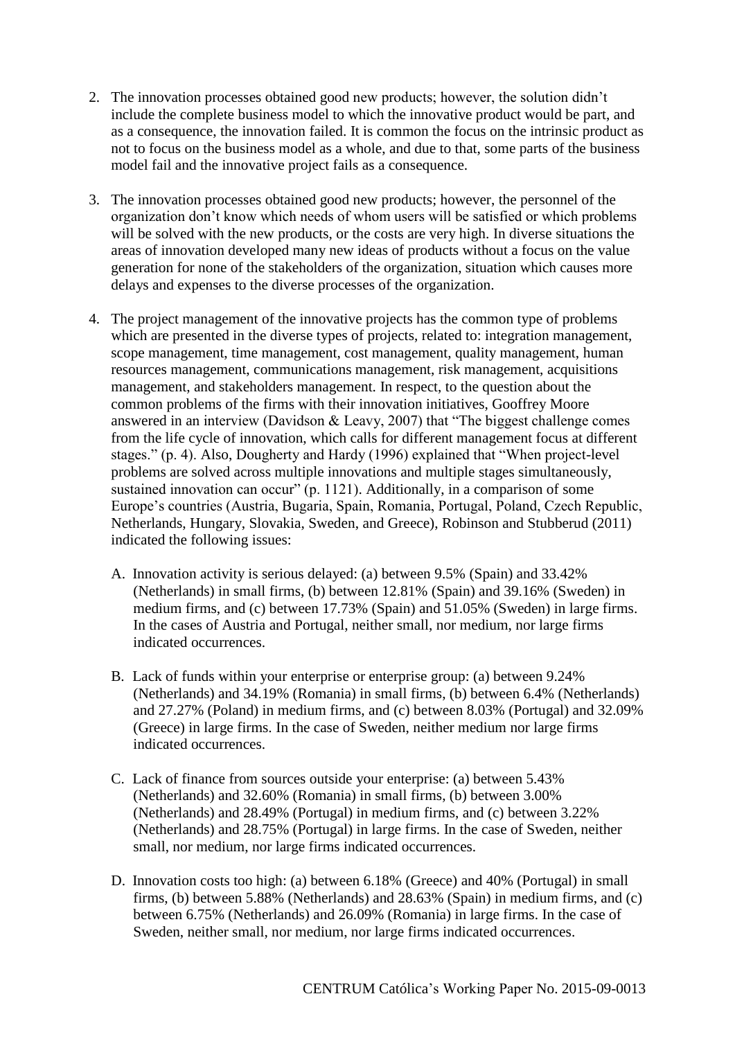2. The innovation processes obtained good new products; however, the solution didn't include the complete business model to which the innovative product would be part, and as a consequence, the innovation failed. It is common the focus on the intrinsic product as not to focus on the business model as a whole, and due to that, some parts of the business model fail and the innovative project fails as a consequence.

3. The innovation processes obtained good new products; however, the personnel of the organization don't know which needs of whom users will be satisfied or which problems will be solved with the new products, or the costs are very high. In diverse situations the areas of innovation developed many new ideas of products without a focus on the value generation for none of the stakeholders of the organization, situation which causes more delays and expenses to the diverse processes of the organization.

4. The project management of the innovative projects has the common type of problems which are presented in the diverse types of projects, related to: integration management, scope management, time management, cost management, quality management, human resources management, communications management, risk management, acquisitions management, and stakeholders management. In respect, to the question about the common problems of the firms with their innovation initiatives, Gooffrey Moore answered in an interview (Davidson & Leavy, 2007) that "The biggest challenge comes from the life cycle of innovation, which calls for different management focus at different stages." (p. 4). Also, Dougherty and Hardy (1996) explained that "When project-level problems are solved across multiple innovations and multiple stages simultaneously, sustained innovation can occur" (p. 1121). Additionally, in a comparison of some Europe's countries (Austria, Bugaria, Spain, Romania, Portugal, Poland, Czech Republic, Netherlands, Hungary, Slovakia, Sweden, and Greece), Robinson and Stubberud (2011) indicated the following issues:

   A. Innovation activity is serious delayed: (a) between 9.5% (Spain) and 33.42% (Netherlands) in small firms, (b) between 12.81% (Spain) and 39.16% (Sweden) in medium firms, and (c) between 17.73% (Spain) and 51.05% (Sweden) in large firms. In the cases of Austria and Portugal, neither small, nor medium, nor large firms indicated occurrences.

   B. Lack of funds within your enterprise or enterprise group: (a) between 9.24% (Netherlands) and 34.19% (Romania) in small firms, (b) between 6.4% (Netherlands) and 27.27% (Poland) in medium firms, and (c) between 8.03% (Portugal) and 32.09% (Greece) in large firms. In the case of Sweden, neither medium nor large firms indicated occurrences.

   C. Lack of finance from sources outside your enterprise: (a) between 5.43% (Netherlands) and 32.60% (Romania) in small firms, (b) between 3.00% (Netherlands) and 28.49% (Portugal) in medium firms, and (c) between 3.22% (Netherlands) and 28.75% (Portugal) in large firms. In the case of Sweden, neither small, nor medium, nor large firms indicated occurrences.

   D. Innovation costs too high: (a) between 6.18% (Greece) and 40% (Portugal) in small firms, (b) between 5.88% (Netherlands) and 28.63% (Spain) in medium firms, and (c) between 6.75% (Netherlands) and 26.09% (Romania) in large firms. In the case of Sweden, neither small, nor medium, nor large firms indicated occurrences.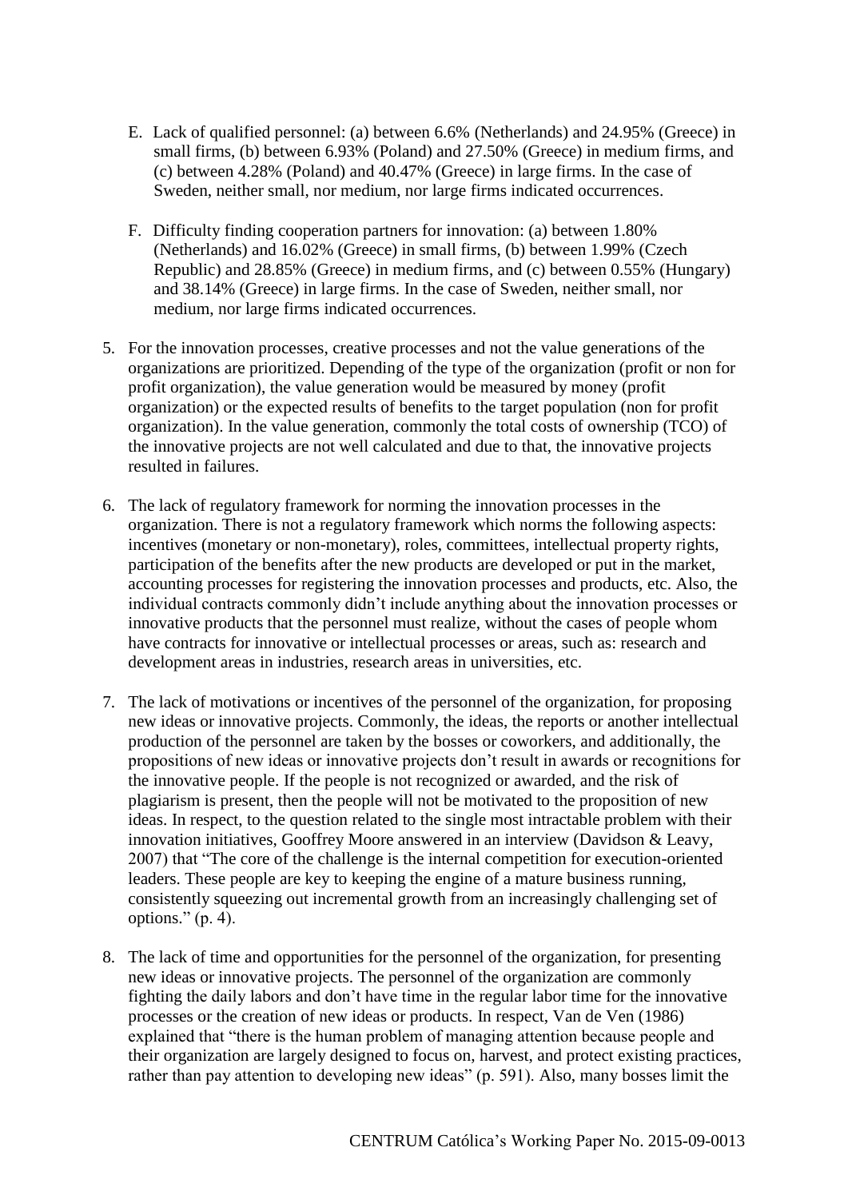E. Lack of qualified personnel: (a) between 6.6% (Netherlands) and 24.95% (Greece) in small firms, (b) between 6.93% (Poland) and 27.50% (Greece) in medium firms, and (c) between 4.28% (Poland) and 40.47% (Greece) in large firms. In the case of Sweden, neither small, nor medium, nor large firms indicated occurrences.

F. Difficulty finding cooperation partners for innovation: (a) between 1.80% (Netherlands) and 16.02% (Greece) in small firms, (b) between 1.99% (Czech Republic) and 28.85% (Greece) in medium firms, and (c) between 0.55% (Hungary) and 38.14% (Greece) in large firms. In the case of Sweden, neither small, nor medium, nor large firms indicated occurrences.

5. For the innovation processes, creative processes and not the value generations of the organizations are prioritized. Depending of the type of the organization (profit or non for profit organization), the value generation would be measured by money (profit organization) or the expected results of benefits to the target population (non for profit organization). In the value generation, commonly the total costs of ownership (TCO) of the innovative projects are not well calculated and due to that, the innovative projects resulted in failures.

6. The lack of regulatory framework for norming the innovation processes in the organization. There is not a regulatory framework which norms the following aspects: incentives (monetary or non-monetary), roles, committees, intellectual property rights, participation of the benefits after the new products are developed or put in the market, accounting processes for registering the innovation processes and products, etc. Also, the individual contracts commonly didn't include anything about the innovation processes or innovative products that the personnel must realize, without the cases of people whom have contracts for innovative or intellectual processes or areas, such as: research and development areas in industries, research areas in universities, etc.

7. The lack of motivations or incentives of the personnel of the organization, for proposing new ideas or innovative projects. Commonly, the ideas, the reports or another intellectual production of the personnel are taken by the bosses or coworkers, and additionally, the propositions of new ideas or innovative projects don't result in awards or recognitions for the innovative people. If the people is not recognized or awarded, and the risk of plagiarism is present, then the people will not be motivated to the proposition of new ideas. In respect, to the question related to the single most intractable problem with their innovation initiatives, Gooffrey Moore answered in an interview (Davidson & Leavy, 2007) that "The core of the challenge is the internal competition for execution-oriented leaders. These people are key to keeping the engine of a mature business running, consistently squeezing out incremental growth from an increasingly challenging set of options." (p. 4).

8. The lack of time and opportunities for the personnel of the organization, for presenting new ideas or innovative projects. The personnel of the organization are commonly fighting the daily labors and don't have time in the regular labor time for the innovative processes or the creation of new ideas or products. In respect, Van de Ven (1986) explained that "there is the human problem of managing attention because people and their organization are largely designed to focus on, harvest, and protect existing practices, rather than pay attention to developing new ideas" (p. 591). Also, many bosses limit the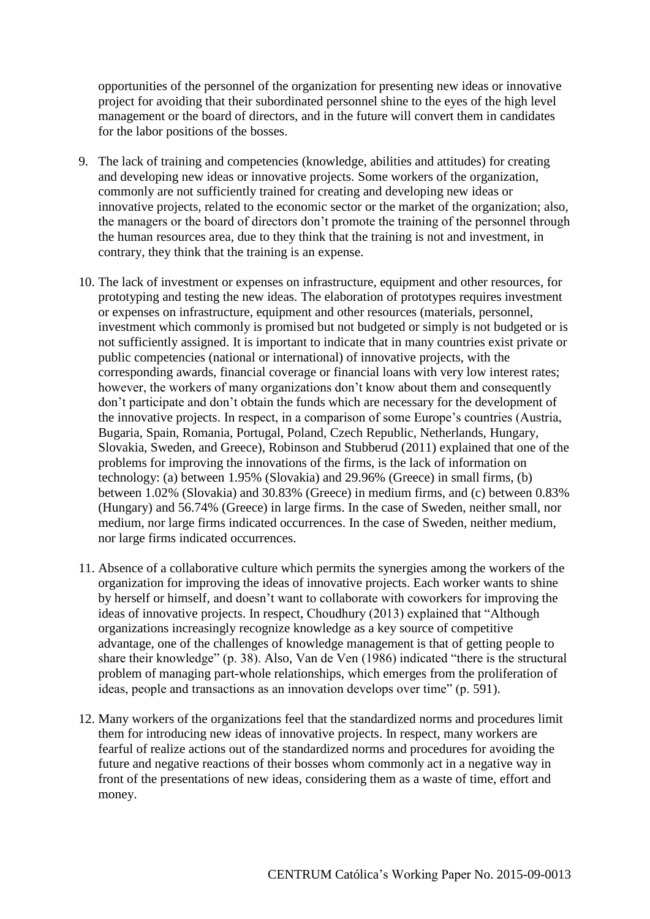opportunities of the personnel of the organization for presenting new ideas or innovative project for avoiding that their subordinated personnel shine to the eyes of the high level management or the board of directors, and in the future will convert them in candidates for the labor positions of the bosses.

9. The lack of training and competencies (knowledge, abilities and attitudes) for creating and developing new ideas or innovative projects. Some workers of the organization, commonly are not sufficiently trained for creating and developing new ideas or innovative projects, related to the economic sector or the market of the organization; also, the managers or the board of directors don't promote the training of the personnel through the human resources area, due to they think that the training is not and investment, in contrary, they think that the training is an expense.

10. The lack of investment or expenses on infrastructure, equipment and other resources, for prototyping and testing the new ideas. The elaboration of prototypes requires investment or expenses on infrastructure, equipment and other resources (materials, personnel, investment which commonly is promised but not budgeted or simply is not budgeted or is not sufficiently assigned. It is important to indicate that in many countries exist private or public competencies (national or international) of innovative projects, with the corresponding awards, financial coverage or financial loans with very low interest rates; however, the workers of many organizations don't know about them and consequently don't participate and don't obtain the funds which are necessary for the development of the innovative projects. In respect, in a comparison of some Europe's countries (Austria, Bugaria, Spain, Romania, Portugal, Poland, Czech Republic, Netherlands, Hungary, Slovakia, Sweden, and Greece), Robinson and Stubberud (2011) explained that one of the problems for improving the innovations of the firms, is the lack of information on technology: (a) between 1.95% (Slovakia) and 29.96% (Greece) in small firms, (b) between 1.02% (Slovakia) and 30.83% (Greece) in medium firms, and (c) between 0.83% (Hungary) and 56.74% (Greece) in large firms. In the case of Sweden, neither small, nor medium, nor large firms indicated occurrences. In the case of Sweden, neither medium, nor large firms indicated occurrences.

11. Absence of a collaborative culture which permits the synergies among the workers of the organization for improving the ideas of innovative projects. Each worker wants to shine by herself or himself, and doesn't want to collaborate with coworkers for improving the ideas of innovative projects. In respect, Choudhury (2013) explained that "Although organizations increasingly recognize knowledge as a key source of competitive advantage, one of the challenges of knowledge management is that of getting people to share their knowledge" (p. 38). Also, Van de Ven (1986) indicated "there is the structural problem of managing part-whole relationships, which emerges from the proliferation of ideas, people and transactions as an innovation develops over time" (p. 591).

12. Many workers of the organizations feel that the standardized norms and procedures limit them for introducing new ideas of innovative projects. In respect, many workers are fearful of realize actions out of the standardized norms and procedures for avoiding the future and negative reactions of their bosses whom commonly act in a negative way in front of the presentations of new ideas, considering them as a waste of time, effort and money.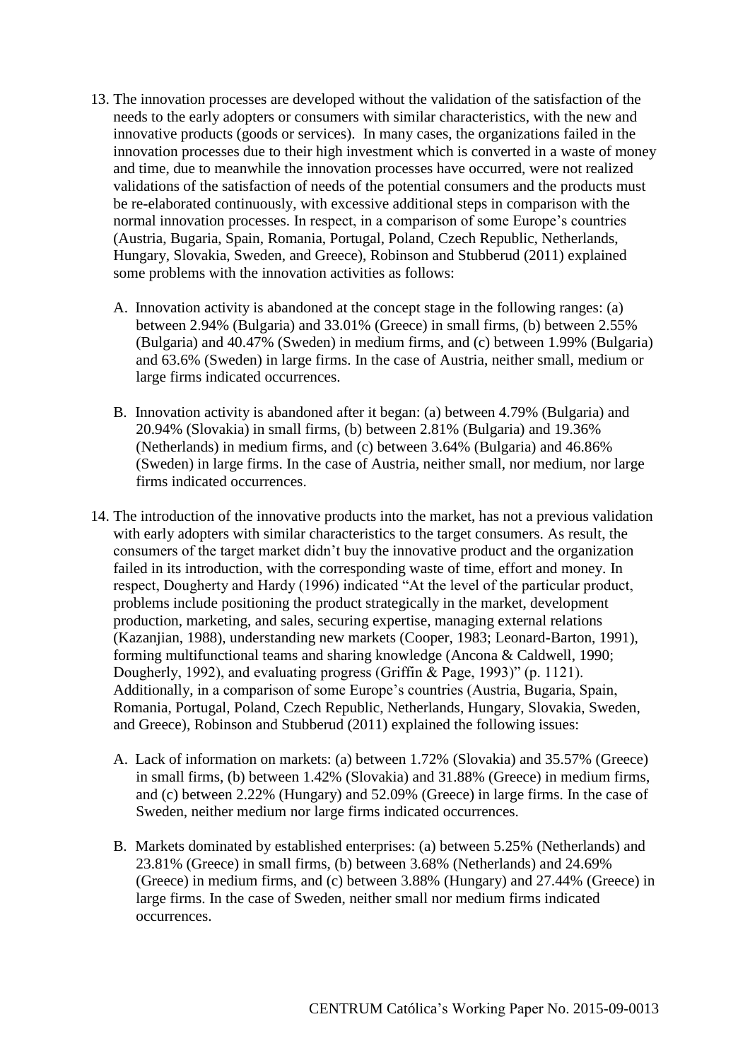13. The innovation processes are developed without the validation of the satisfaction of the needs to the early adopters or consumers with similar characteristics, with the new and innovative products (goods or services). In many cases, the organizations failed in the innovation processes due to their high investment which is converted in a waste of money and time, due to meanwhile the innovation processes have occurred, were not realized validations of the satisfaction of needs of the potential consumers and the products must be re-elaborated continuously, with excessive additional steps in comparison with the normal innovation processes. In respect, in a comparison of some Europe's countries (Austria, Bugaria, Spain, Romania, Portugal, Poland, Czech Republic, Netherlands, Hungary, Slovakia, Sweden, and Greece), Robinson and Stubberud (2011) explained some problems with the innovation activities as follows:

    A. Innovation activity is abandoned at the concept stage in the following ranges: (a) between 2.94% (Bulgaria) and 33.01% (Greece) in small firms, (b) between 2.55% (Bulgaria) and 40.47% (Sweden) in medium firms, and (c) between 1.99% (Bulgaria) and 63.6% (Sweden) in large firms. In the case of Austria, neither small, medium or large firms indicated occurrences.

    B. Innovation activity is abandoned after it began: (a) between 4.79% (Bulgaria) and 20.94% (Slovakia) in small firms, (b) between 2.81% (Bulgaria) and 19.36% (Netherlands) in medium firms, and (c) between 3.64% (Bulgaria) and 46.86% (Sweden) in large firms. In the case of Austria, neither small, nor medium, nor large firms indicated occurrences.

14. The introduction of the innovative products into the market, has not a previous validation with early adopters with similar characteristics to the target consumers. As result, the consumers of the target market didn't buy the innovative product and the organization failed in its introduction, with the corresponding waste of time, effort and money. In respect, Dougherty and Hardy (1996) indicated "At the level of the particular product, problems include positioning the product strategically in the market, development production, marketing, and sales, securing expertise, managing external relations (Kazanjian, 1988), understanding new markets (Cooper, 1983; Leonard-Barton, 1991), forming multifunctional teams and sharing knowledge (Ancona & Caldwell, 1990; Dougherly, 1992), and evaluating progress (Griffin & Page, 1993)" (p. 1121). Additionally, in a comparison of some Europe's countries (Austria, Bugaria, Spain, Romania, Portugal, Poland, Czech Republic, Netherlands, Hungary, Slovakia, Sweden, and Greece), Robinson and Stubberud (2011) explained the following issues:

    A. Lack of information on markets: (a) between 1.72% (Slovakia) and 35.57% (Greece) in small firms, (b) between 1.42% (Slovakia) and 31.88% (Greece) in medium firms, and (c) between 2.22% (Hungary) and 52.09% (Greece) in large firms. In the case of Sweden, neither medium nor large firms indicated occurrences.

    B. Markets dominated by established enterprises: (a) between 5.25% (Netherlands) and 23.81% (Greece) in small firms, (b) between 3.68% (Netherlands) and 24.69% (Greece) in medium firms, and (c) between 3.88% (Hungary) and 27.44% (Greece) in large firms. In the case of Sweden, neither small nor medium firms indicated occurrences.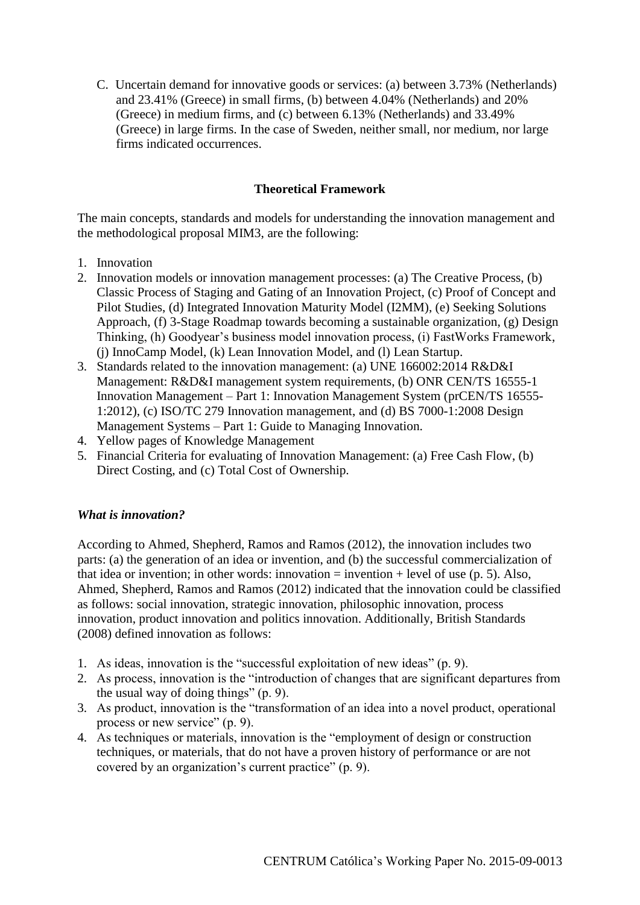C. Uncertain demand for innovative goods or services: (a) between 3.73% (Netherlands) and 23.41% (Greece) in small firms, (b) between 4.04% (Netherlands) and 20% (Greece) in medium firms, and (c) between 6.13% (Netherlands) and 33.49% (Greece) in large firms. In the case of Sweden, neither small, nor medium, nor large firms indicated occurrences.

## Theoretical Framework

The main concepts, standards and models for understanding the innovation management and the methodological proposal MIM3, are the following:

1. Innovation
2. Innovation models or innovation management processes: (a) The Creative Process, (b) Classic Process of Staging and Gating of an Innovation Project, (c) Proof of Concept and Pilot Studies, (d) Integrated Innovation Maturity Model (I2MM), (e) Seeking Solutions Approach, (f) 3-Stage Roadmap towards becoming a sustainable organization, (g) Design Thinking, (h) Goodyear's business model innovation process, (i) FastWorks Framework, (j) InnoCamp Model, (k) Lean Innovation Model, and (l) Lean Startup.
3. Standards related to the innovation management: (a) UNE 166002:2014 R&D&I Management: R&D&I management system requirements, (b) ONR CEN/TS 16555-1 Innovation Management – Part 1: Innovation Management System (prCEN/TS 16555-1:2012), (c) ISO/TC 279 Innovation management, and (d) BS 7000-1:2008 Design Management Systems – Part 1: Guide to Managing Innovation.
4. Yellow pages of Knowledge Management
5. Financial Criteria for evaluating of Innovation Management: (a) Free Cash Flow, (b) Direct Costing, and (c) Total Cost of Ownership.

### *What is innovation?*

According to Ahmed, Shepherd, Ramos and Ramos (2012), the innovation includes two parts: (a) the generation of an idea or invention, and (b) the successful commercialization of that idea or invention; in other words: innovation = invention + level of use (p. 5). Also, Ahmed, Shepherd, Ramos and Ramos (2012) indicated that the innovation could be classified as follows: social innovation, strategic innovation, philosophic innovation, process innovation, product innovation and politics innovation. Additionally, British Standards (2008) defined innovation as follows:

1. As ideas, innovation is the "successful exploitation of new ideas" (p. 9).
2. As process, innovation is the "introduction of changes that are significant departures from the usual way of doing things" (p. 9).
3. As product, innovation is the "transformation of an idea into a novel product, operational process or new service" (p. 9).
4. As techniques or materials, innovation is the "employment of design or construction techniques, or materials, that do not have a proven history of performance or are not covered by an organization's current practice" (p. 9).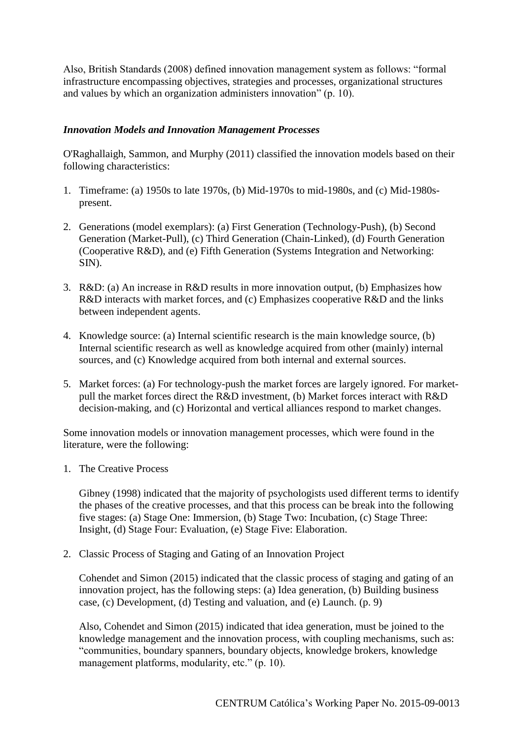Also, British Standards (2008) defined innovation management system as follows: "formal infrastructure encompassing objectives, strategies and processes, organizational structures and values by which an organization administers innovation" (p. 10).

### *Innovation Models and Innovation Management Processes*

O'Raghallaigh, Sammon, and Murphy (2011) classified the innovation models based on their following characteristics:

1. Timeframe: (a) 1950s to late 1970s, (b) Mid-1970s to mid-1980s, and (c) Mid-1980s-present.

2. Generations (model exemplars): (a) First Generation (Technology-Push), (b) Second Generation (Market-Pull), (c) Third Generation (Chain-Linked), (d) Fourth Generation (Cooperative R&D), and (e) Fifth Generation (Systems Integration and Networking: SIN).

3. R&D: (a) An increase in R&D results in more innovation output, (b) Emphasizes how R&D interacts with market forces, and (c) Emphasizes cooperative R&D and the links between independent agents.

4. Knowledge source: (a) Internal scientific research is the main knowledge source, (b) Internal scientific research as well as knowledge acquired from other (mainly) internal sources, and (c) Knowledge acquired from both internal and external sources.

5. Market forces: (a) For technology-push the market forces are largely ignored. For market-pull the market forces direct the R&D investment, (b) Market forces interact with R&D decision-making, and (c) Horizontal and vertical alliances respond to market changes.

Some innovation models or innovation management processes, which were found in the literature, were the following:

1. The Creative Process

   Gibney (1998) indicated that the majority of psychologists used different terms to identify the phases of the creative processes, and that this process can be break into the following five stages: (a) Stage One: Immersion, (b) Stage Two: Incubation, (c) Stage Three: Insight, (d) Stage Four: Evaluation, (e) Stage Five: Elaboration.

2. Classic Process of Staging and Gating of an Innovation Project

   Cohendet and Simon (2015) indicated that the classic process of staging and gating of an innovation project, has the following steps: (a) Idea generation, (b) Building business case, (c) Development, (d) Testing and valuation, and (e) Launch. (p. 9)

   Also, Cohendet and Simon (2015) indicated that idea generation, must be joined to the knowledge management and the innovation process, with coupling mechanisms, such as: "communities, boundary spanners, boundary objects, knowledge brokers, knowledge management platforms, modularity, etc." (p. 10).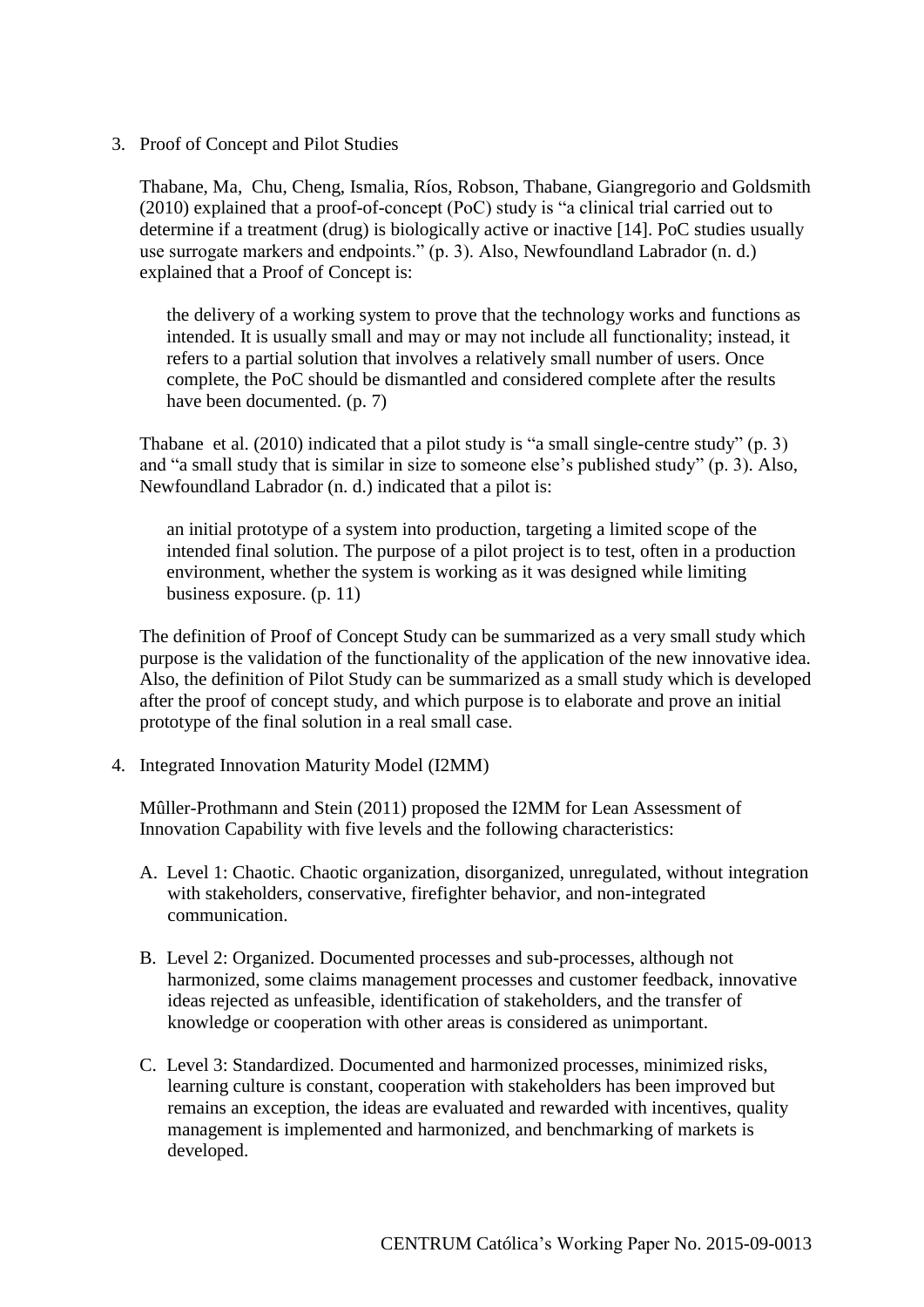3. Proof of Concept and Pilot Studies

   Thabane, Ma, Chu, Cheng, Ismalia, Ríos, Robson, Thabane, Giangregorio and Goldsmith (2010) explained that a proof-of-concept (PoC) study is "a clinical trial carried out to determine if a treatment (drug) is biologically active or inactive [14]. PoC studies usually use surrogate markers and endpoints." (p. 3). Also, Newfoundland Labrador (n. d.) explained that a Proof of Concept is:

   > the delivery of a working system to prove that the technology works and functions as intended. It is usually small and may or may not include all functionality; instead, it refers to a partial solution that involves a relatively small number of users. Once complete, the PoC should be dismantled and considered complete after the results have been documented. (p. 7)

   Thabane et al. (2010) indicated that a pilot study is "a small single-centre study" (p. 3) and "a small study that is similar in size to someone else's published study" (p. 3). Also, Newfoundland Labrador (n. d.) indicated that a pilot is:

   > an initial prototype of a system into production, targeting a limited scope of the intended final solution. The purpose of a pilot project is to test, often in a production environment, whether the system is working as it was designed while limiting business exposure. (p. 11)

   The definition of Proof of Concept Study can be summarized as a very small study which purpose is the validation of the functionality of the application of the new innovative idea. Also, the definition of Pilot Study can be summarized as a small study which is developed after the proof of concept study, and which purpose is to elaborate and prove an initial prototype of the final solution in a real small case.

4. Integrated Innovation Maturity Model (I2MM)

   Mûller-Prothmann and Stein (2011) proposed the I2MM for Lean Assessment of Innovation Capability with five levels and the following characteristics:

   A. Level 1: Chaotic. Chaotic organization, disorganized, unregulated, without integration with stakeholders, conservative, firefighter behavior, and non-integrated communication.

   B. Level 2: Organized. Documented processes and sub-processes, although not harmonized, some claims management processes and customer feedback, innovative ideas rejected as unfeasible, identification of stakeholders, and the transfer of knowledge or cooperation with other areas is considered as unimportant.

   C. Level 3: Standardized. Documented and harmonized processes, minimized risks, learning culture is constant, cooperation with stakeholders has been improved but remains an exception, the ideas are evaluated and rewarded with incentives, quality management is implemented and harmonized, and benchmarking of markets is developed.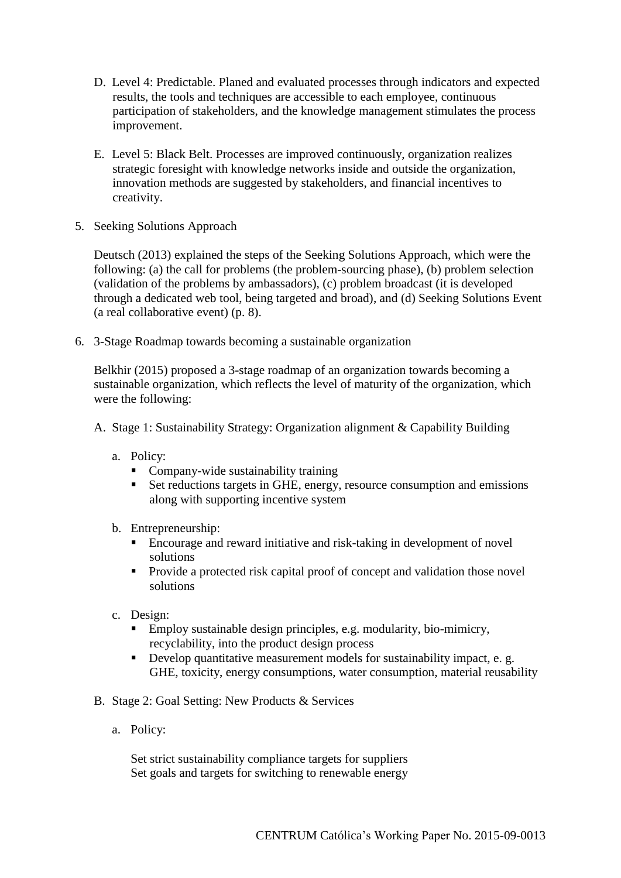D. Level 4: Predictable. Planed and evaluated processes through indicators and expected results, the tools and techniques are accessible to each employee, continuous participation of stakeholders, and the knowledge management stimulates the process improvement.

E. Level 5: Black Belt. Processes are improved continuously, organization realizes strategic foresight with knowledge networks inside and outside the organization, innovation methods are suggested by stakeholders, and financial incentives to creativity.

5. Seeking Solutions Approach

   Deutsch (2013) explained the steps of the Seeking Solutions Approach, which were the following: (a) the call for problems (the problem-sourcing phase), (b) problem selection (validation of the problems by ambassadors), (c) problem broadcast (it is developed through a dedicated web tool, being targeted and broad), and (d) Seeking Solutions Event (a real collaborative event) (p. 8).

6. 3-Stage Roadmap towards becoming a sustainable organization

   Belkhir (2015) proposed a 3-stage roadmap of an organization towards becoming a sustainable organization, which reflects the level of maturity of the organization, which were the following:

   A. Stage 1: Sustainability Strategy: Organization alignment & Capability Building

      a. Policy:
         - Company-wide sustainability training
         - Set reductions targets in GHE, energy, resource consumption and emissions along with supporting incentive system

      b. Entrepreneurship:
         - Encourage and reward initiative and risk-taking in development of novel solutions
         - Provide a protected risk capital proof of concept and validation those novel solutions

      c. Design:
         - Employ sustainable design principles, e.g. modularity, bio-mimicry, recyclability, into the product design process
         - Develop quantitative measurement models for sustainability impact, e. g. GHE, toxicity, energy consumptions, water consumption, material reusability

   B. Stage 2: Goal Setting: New Products & Services

      a. Policy:

         Set strict sustainability compliance targets for suppliers
         Set goals and targets for switching to renewable energy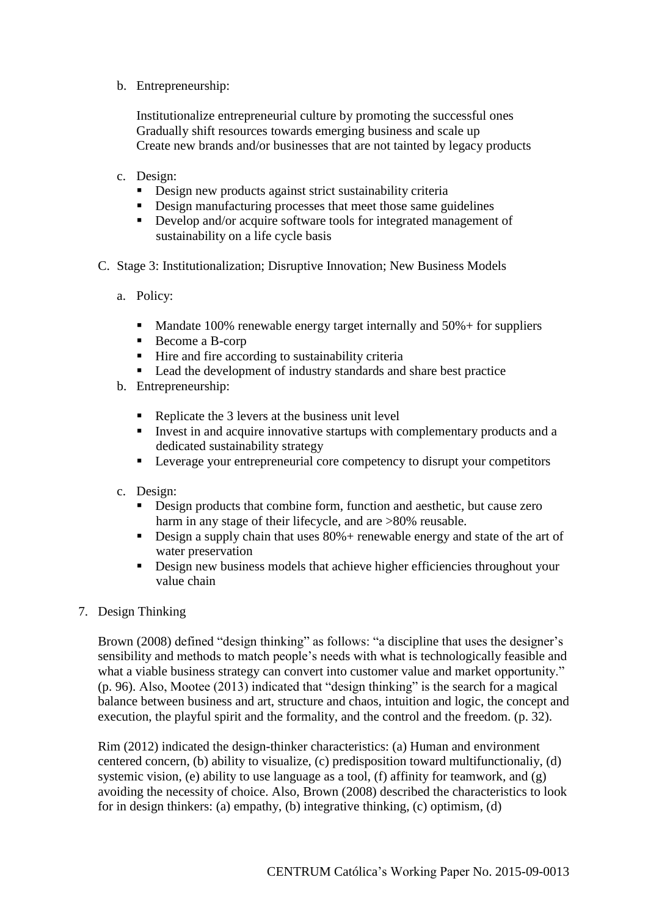b. Entrepreneurship:

   Institutionalize entrepreneurial culture by promoting the successful ones
   Gradually shift resources towards emerging business and scale up
   Create new brands and/or businesses that are not tainted by legacy products

c. Design:
   - Design new products against strict sustainability criteria
   - Design manufacturing processes that meet those same guidelines
   - Develop and/or acquire software tools for integrated management of sustainability on a life cycle basis

C. Stage 3: Institutionalization; Disruptive Innovation; New Business Models

a. Policy:

   - Mandate 100% renewable energy target internally and 50%+ for suppliers
   - Become a B-corp
   - Hire and fire according to sustainability criteria
   - Lead the development of industry standards and share best practice

b. Entrepreneurship:

   - Replicate the 3 levers at the business unit level
   - Invest in and acquire innovative startups with complementary products and a dedicated sustainability strategy
   - Leverage your entrepreneurial core competency to disrupt your competitors

c. Design:
   - Design products that combine form, function and aesthetic, but cause zero harm in any stage of their lifecycle, and are >80% reusable.
   - Design a supply chain that uses 80%+ renewable energy and state of the art of water preservation
   - Design new business models that achieve higher efficiencies throughout your value chain

7. Design Thinking

Brown (2008) defined "design thinking" as follows: "a discipline that uses the designer's sensibility and methods to match people's needs with what is technologically feasible and what a viable business strategy can convert into customer value and market opportunity." (p. 96). Also, Mootee (2013) indicated that "design thinking" is the search for a magical balance between business and art, structure and chaos, intuition and logic, the concept and execution, the playful spirit and the formality, and the control and the freedom. (p. 32).

Rim (2012) indicated the design-thinker characteristics: (a) Human and environment centered concern, (b) ability to visualize, (c) predisposition toward multifunctionaliy, (d) systemic vision, (e) ability to use language as a tool, (f) affinity for teamwork, and (g) avoiding the necessity of choice. Also, Brown (2008) described the characteristics to look for in design thinkers: (a) empathy, (b) integrative thinking, (c) optimism, (d)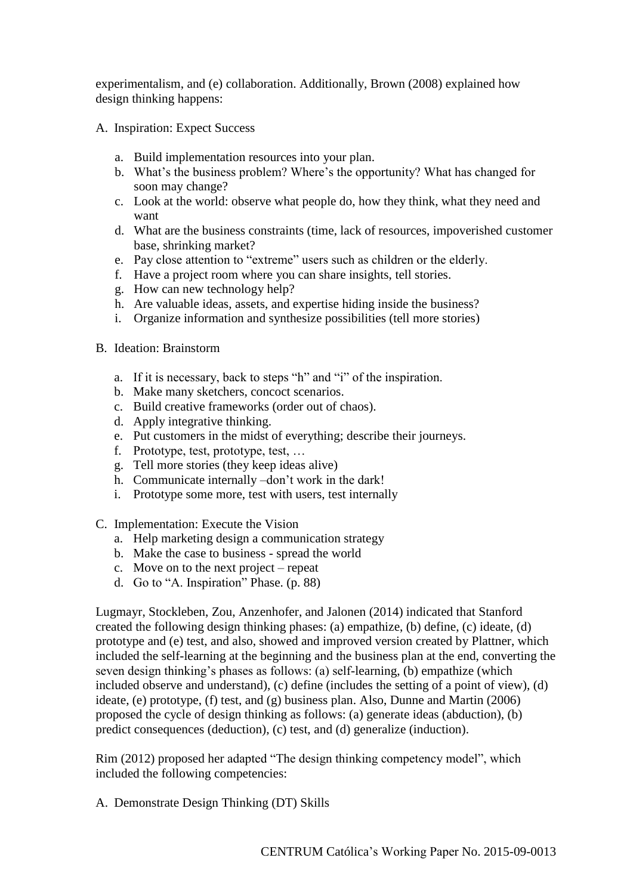experimentalism, and (e) collaboration. Additionally, Brown (2008) explained how design thinking happens:

A. Inspiration: Expect Success

    a. Build implementation resources into your plan.
    b. What's the business problem? Where's the opportunity? What has changed for soon may change?
    c. Look at the world: observe what people do, how they think, what they need and want
    d. What are the business constraints (time, lack of resources, impoverished customer base, shrinking market?
    e. Pay close attention to "extreme" users such as children or the elderly.
    f. Have a project room where you can share insights, tell stories.
    g. How can new technology help?
    h. Are valuable ideas, assets, and expertise hiding inside the business?
    i. Organize information and synthesize possibilities (tell more stories)

B. Ideation: Brainstorm

    a. If it is necessary, back to steps "h" and "i" of the inspiration.
    b. Make many sketchers, concoct scenarios.
    c. Build creative frameworks (order out of chaos).
    d. Apply integrative thinking.
    e. Put customers in the midst of everything; describe their journeys.
    f. Prototype, test, prototype, test, …
    g. Tell more stories (they keep ideas alive)
    h. Communicate internally –don't work in the dark!
    i. Prototype some more, test with users, test internally

C. Implementation: Execute the Vision

    a. Help marketing design a communication strategy
    b. Make the case to business - spread the world
    c. Move on to the next project – repeat
    d. Go to "A. Inspiration" Phase. (p. 88)

Lugmayr, Stockleben, Zou, Anzenhofer, and Jalonen (2014) indicated that Stanford created the following design thinking phases: (a) empathize, (b) define, (c) ideate, (d) prototype and (e) test, and also, showed and improved version created by Plattner, which included the self-learning at the beginning and the business plan at the end, converting the seven design thinking's phases as follows: (a) self-learning, (b) empathize (which included observe and understand), (c) define (includes the setting of a point of view), (d) ideate, (e) prototype, (f) test, and (g) business plan. Also, Dunne and Martin (2006) proposed the cycle of design thinking as follows: (a) generate ideas (abduction), (b) predict consequences (deduction), (c) test, and (d) generalize (induction).

Rim (2012) proposed her adapted "The design thinking competency model", which included the following competencies:

A. Demonstrate Design Thinking (DT) Skills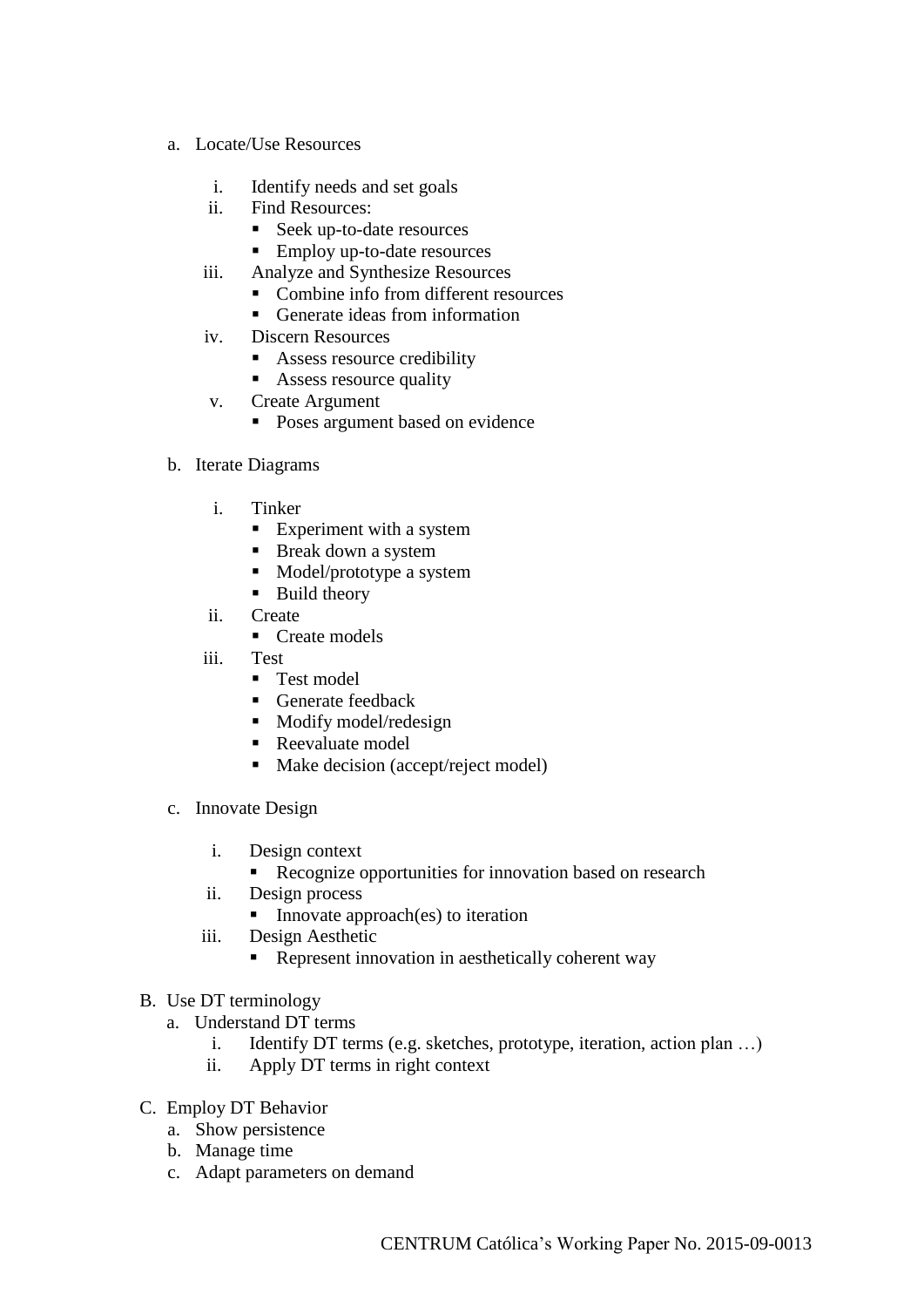a. Locate/Use Resources

    i. Identify needs and set goals
    ii. Find Resources:
        - Seek up-to-date resources
        - Employ up-to-date resources
    iii. Analyze and Synthesize Resources
        - Combine info from different resources
        - Generate ideas from information
    iv. Discern Resources
        - Assess resource credibility
        - Assess resource quality
    v. Create Argument
        - Poses argument based on evidence

b. Iterate Diagrams

    i. Tinker
        - Experiment with a system
        - Break down a system
        - Model/prototype a system
        - Build theory
    ii. Create
        - Create models
    iii. Test
        - Test model
        - Generate feedback
        - Modify model/redesign
        - Reevaluate model
        - Make decision (accept/reject model)

c. Innovate Design

    i. Design context
        - Recognize opportunities for innovation based on research
    ii. Design process
        - Innovate approach(es) to iteration
    iii. Design Aesthetic
        - Represent innovation in aesthetically coherent way

B. Use DT terminology
    a. Understand DT terms
        i. Identify DT terms (e.g. sketches, prototype, iteration, action plan …)
        ii. Apply DT terms in right context

C. Employ DT Behavior
    a. Show persistence
    b. Manage time
    c. Adapt parameters on demand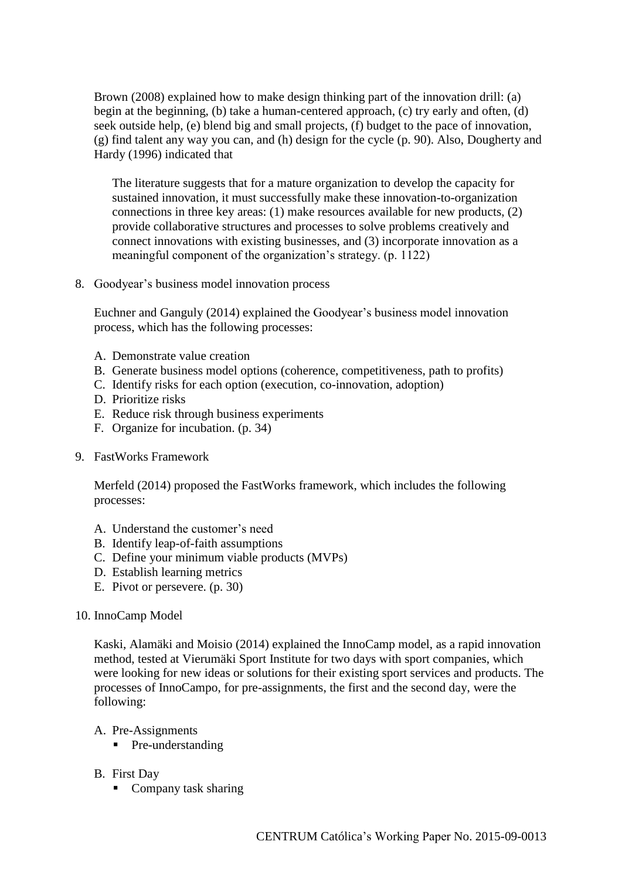Brown (2008) explained how to make design thinking part of the innovation drill: (a) begin at the beginning, (b) take a human-centered approach, (c) try early and often, (d) seek outside help, (e) blend big and small projects, (f) budget to the pace of innovation, (g) find talent any way you can, and (h) design for the cycle (p. 90). Also, Dougherty and Hardy (1996) indicated that

> The literature suggests that for a mature organization to develop the capacity for sustained innovation, it must successfully make these innovation-to-organization connections in three key areas: (1) make resources available for new products, (2) provide collaborative structures and processes to solve problems creatively and connect innovations with existing businesses, and (3) incorporate innovation as a meaningful component of the organization's strategy. (p. 1122)

8. Goodyear's business model innovation process

   Euchner and Ganguly (2014) explained the Goodyear's business model innovation process, which has the following processes:

   A. Demonstrate value creation
   B. Generate business model options (coherence, competitiveness, path to profits)
   C. Identify risks for each option (execution, co-innovation, adoption)
   D. Prioritize risks
   E. Reduce risk through business experiments
   F. Organize for incubation. (p. 34)

9. FastWorks Framework

   Merfeld (2014) proposed the FastWorks framework, which includes the following processes:

   A. Understand the customer's need
   B. Identify leap-of-faith assumptions
   C. Define your minimum viable products (MVPs)
   D. Establish learning metrics
   E. Pivot or persevere. (p. 30)

10. InnoCamp Model

    Kaski, Alamäki and Moisio (2014) explained the InnoCamp model, as a rapid innovation method, tested at Vierumäki Sport Institute for two days with sport companies, which were looking for new ideas or solutions for their existing sport services and products. The processes of InnoCampo, for pre-assignments, the first and the second day, were the following:

    A. Pre-Assignments
       - Pre-understanding

    B. First Day
       - Company task sharing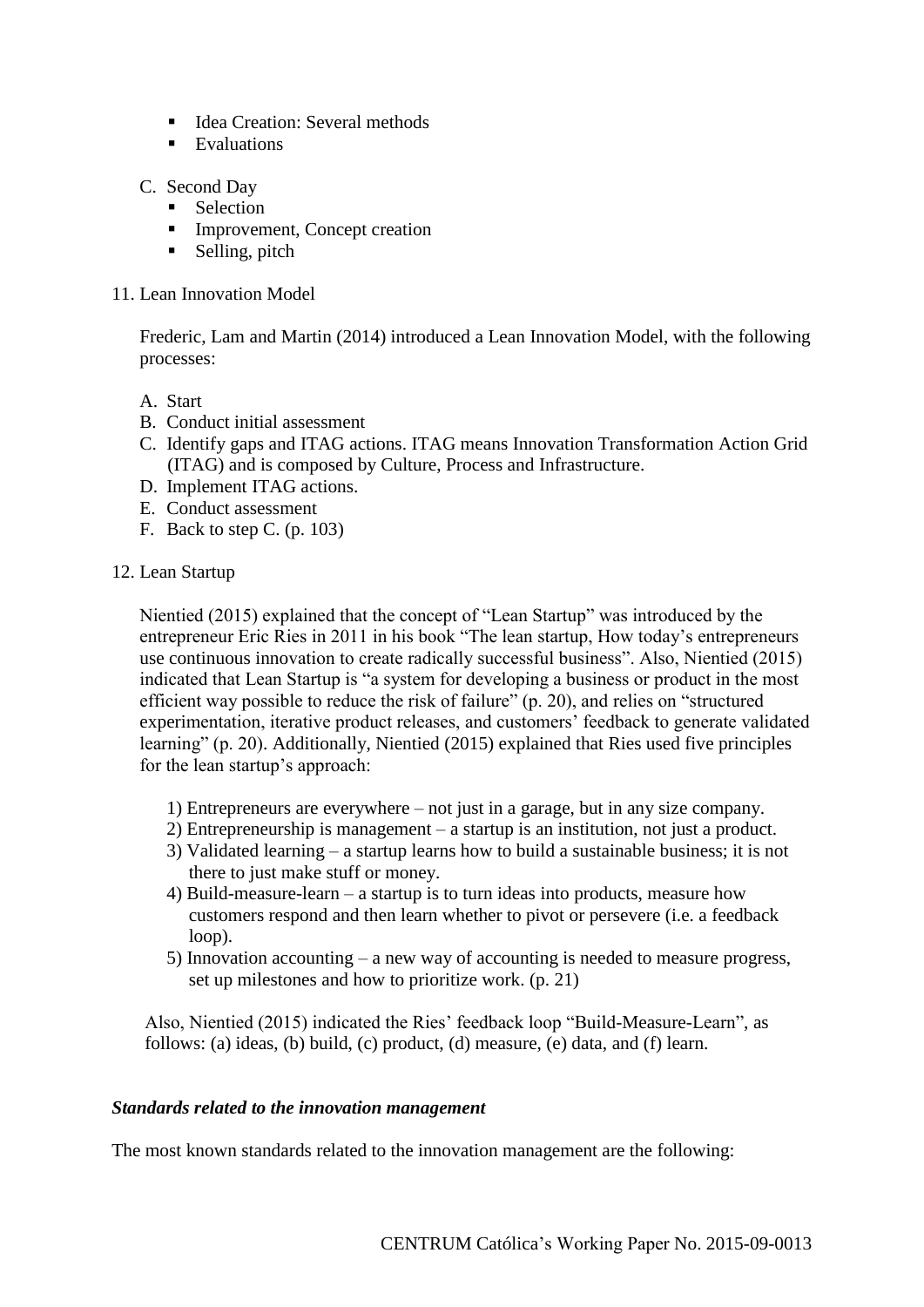- Idea Creation: Several methods
- Evaluations

C. Second Day
- Selection
- Improvement, Concept creation
- Selling, pitch

11. Lean Innovation Model

Frederic, Lam and Martin (2014) introduced a Lean Innovation Model, with the following processes:

A. Start
B. Conduct initial assessment
C. Identify gaps and ITAG actions. ITAG means Innovation Transformation Action Grid (ITAG) and is composed by Culture, Process and Infrastructure.
D. Implement ITAG actions.
E. Conduct assessment
F. Back to step C. (p. 103)

12. Lean Startup

Nientied (2015) explained that the concept of "Lean Startup" was introduced by the entrepreneur Eric Ries in 2011 in his book "The lean startup, How today's entrepreneurs use continuous innovation to create radically successful business". Also, Nientied (2015) indicated that Lean Startup is "a system for developing a business or product in the most efficient way possible to reduce the risk of failure" (p. 20), and relies on "structured experimentation, iterative product releases, and customers' feedback to generate validated learning" (p. 20). Additionally, Nientied (2015) explained that Ries used five principles for the lean startup's approach:

1) Entrepreneurs are everywhere – not just in a garage, but in any size company.
2) Entrepreneurship is management – a startup is an institution, not just a product.
3) Validated learning – a startup learns how to build a sustainable business; it is not there to just make stuff or money.
4) Build-measure-learn – a startup is to turn ideas into products, measure how customers respond and then learn whether to pivot or persevere (i.e. a feedback loop).
5) Innovation accounting – a new way of accounting is needed to measure progress, set up milestones and how to prioritize work. (p. 21)

Also, Nientied (2015) indicated the Ries' feedback loop "Build-Measure-Learn", as follows: (a) ideas, (b) build, (c) product, (d) measure, (e) data, and (f) learn.

***Standards related to the innovation management***

The most known standards related to the innovation management are the following: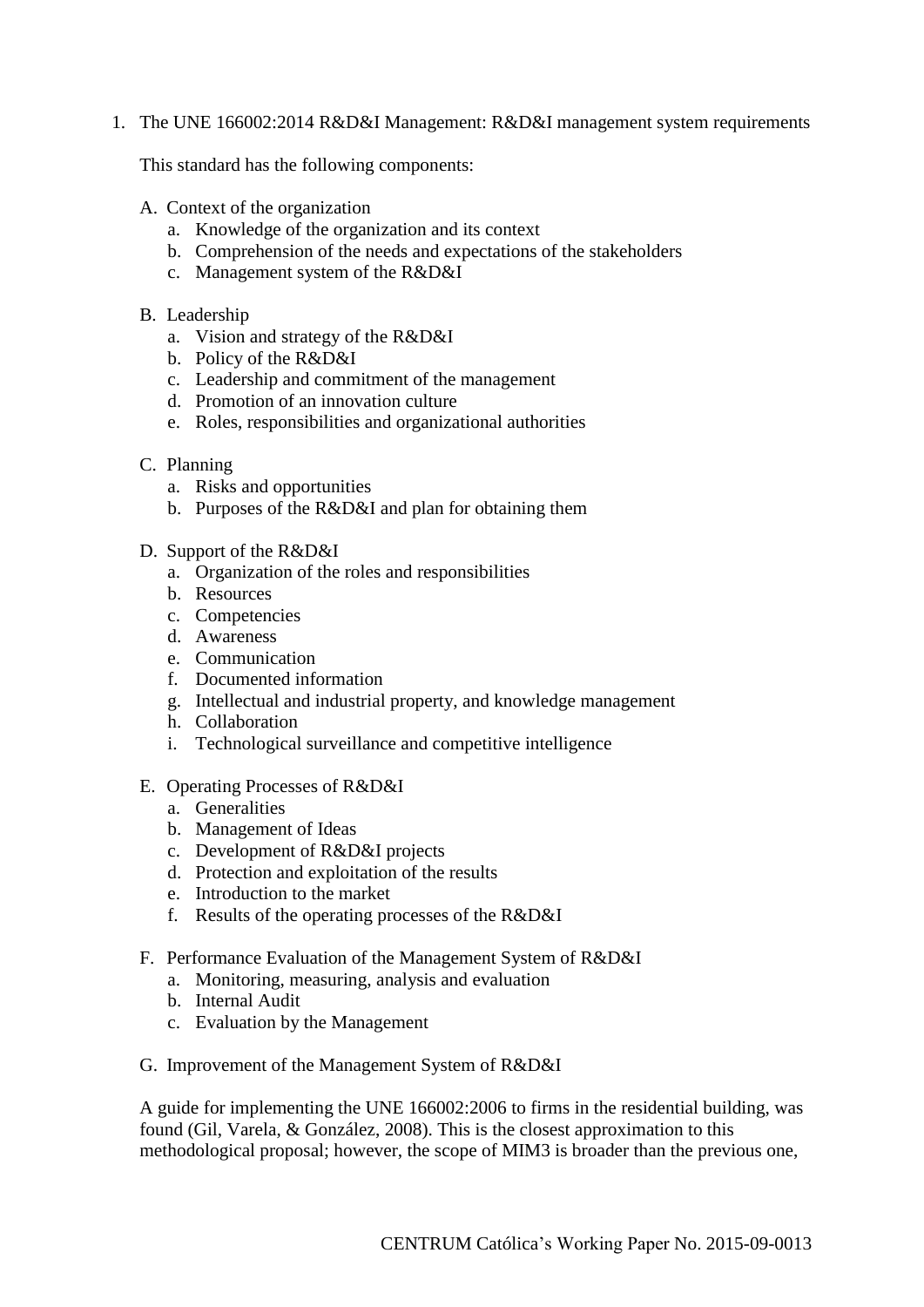1. The UNE 166002:2014 R&D&I Management: R&D&I management system requirements

   This standard has the following components:

   A. Context of the organization
      a. Knowledge of the organization and its context
      b. Comprehension of the needs and expectations of the stakeholders
      c. Management system of the R&D&I

   B. Leadership
      a. Vision and strategy of the R&D&I
      b. Policy of the R&D&I
      c. Leadership and commitment of the management
      d. Promotion of an innovation culture
      e. Roles, responsibilities and organizational authorities

   C. Planning
      a. Risks and opportunities
      b. Purposes of the R&D&I and plan for obtaining them

   D. Support of the R&D&I
      a. Organization of the roles and responsibilities
      b. Resources
      c. Competencies
      d. Awareness
      e. Communication
      f. Documented information
      g. Intellectual and industrial property, and knowledge management
      h. Collaboration
      i. Technological surveillance and competitive intelligence

   E. Operating Processes of R&D&I
      a. Generalities
      b. Management of Ideas
      c. Development of R&D&I projects
      d. Protection and exploitation of the results
      e. Introduction to the market
      f. Results of the operating processes of the R&D&I

   F. Performance Evaluation of the Management System of R&D&I
      a. Monitoring, measuring, analysis and evaluation
      b. Internal Audit
      c. Evaluation by the Management

   G. Improvement of the Management System of R&D&I

   A guide for implementing the UNE 166002:2006 to firms in the residential building, was found (Gil, Varela, & González, 2008). This is the closest approximation to this methodological proposal; however, the scope of MIM3 is broader than the previous one,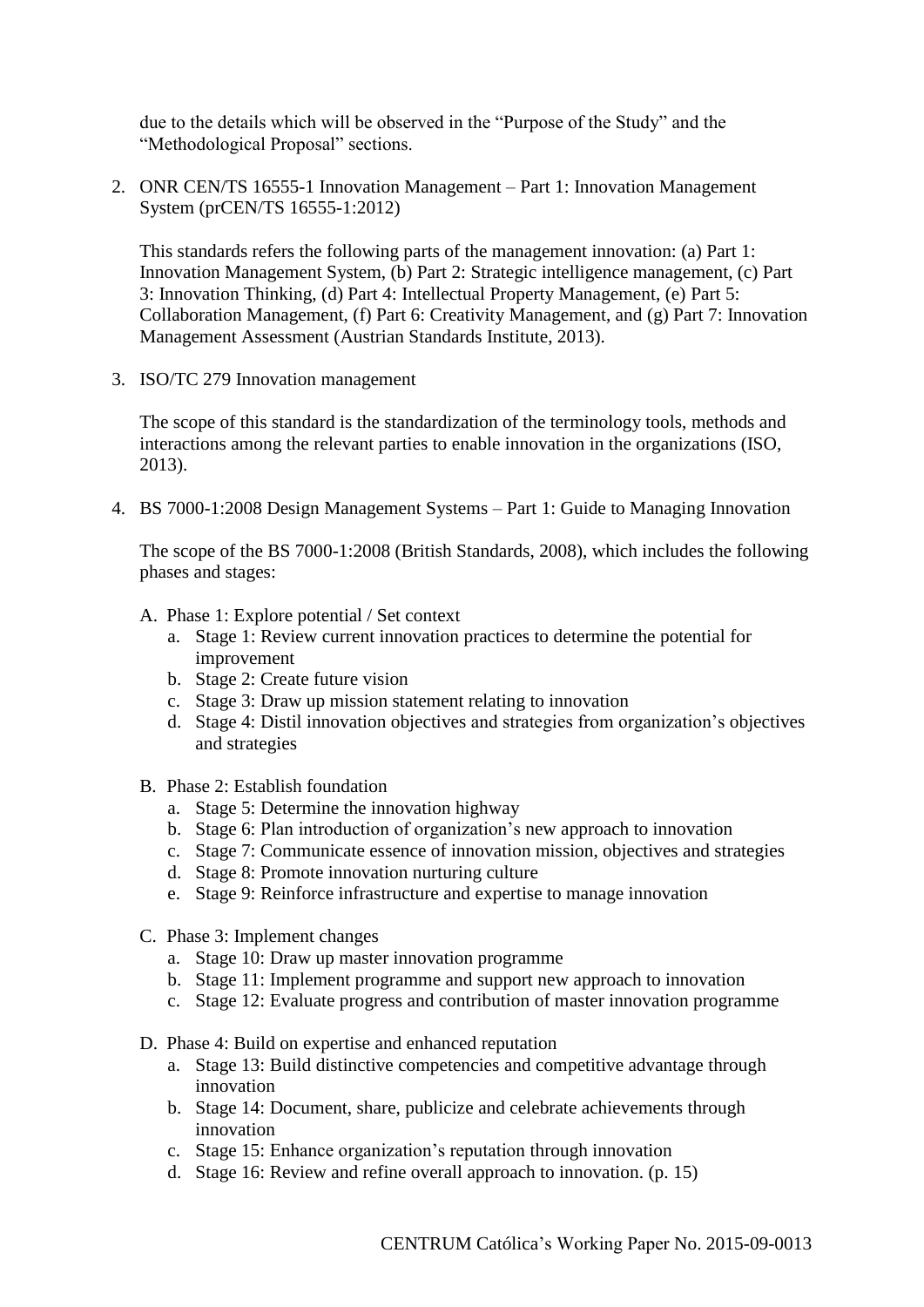due to the details which will be observed in the "Purpose of the Study" and the "Methodological Proposal" sections.

2. ONR CEN/TS 16555-1 Innovation Management – Part 1: Innovation Management System (prCEN/TS 16555-1:2012)

   This standards refers the following parts of the management innovation: (a) Part 1: Innovation Management System, (b) Part 2: Strategic intelligence management, (c) Part 3: Innovation Thinking, (d) Part 4: Intellectual Property Management, (e) Part 5: Collaboration Management, (f) Part 6: Creativity Management, and (g) Part 7: Innovation Management Assessment (Austrian Standards Institute, 2013).

3. ISO/TC 279 Innovation management

   The scope of this standard is the standardization of the terminology tools, methods and interactions among the relevant parties to enable innovation in the organizations (ISO, 2013).

4. BS 7000-1:2008 Design Management Systems – Part 1: Guide to Managing Innovation

   The scope of the BS 7000-1:2008 (British Standards, 2008), which includes the following phases and stages:

   A. Phase 1: Explore potential / Set context
      a. Stage 1: Review current innovation practices to determine the potential for improvement
      b. Stage 2: Create future vision
      c. Stage 3: Draw up mission statement relating to innovation
      d. Stage 4: Distil innovation objectives and strategies from organization's objectives and strategies

   B. Phase 2: Establish foundation
      a. Stage 5: Determine the innovation highway
      b. Stage 6: Plan introduction of organization's new approach to innovation
      c. Stage 7: Communicate essence of innovation mission, objectives and strategies
      d. Stage 8: Promote innovation nurturing culture
      e. Stage 9: Reinforce infrastructure and expertise to manage innovation

   C. Phase 3: Implement changes
      a. Stage 10: Draw up master innovation programme
      b. Stage 11: Implement programme and support new approach to innovation
      c. Stage 12: Evaluate progress and contribution of master innovation programme

   D. Phase 4: Build on expertise and enhanced reputation
      a. Stage 13: Build distinctive competencies and competitive advantage through innovation
      b. Stage 14: Document, share, publicize and celebrate achievements through innovation
      c. Stage 15: Enhance organization's reputation through innovation
      d. Stage 16: Review and refine overall approach to innovation. (p. 15)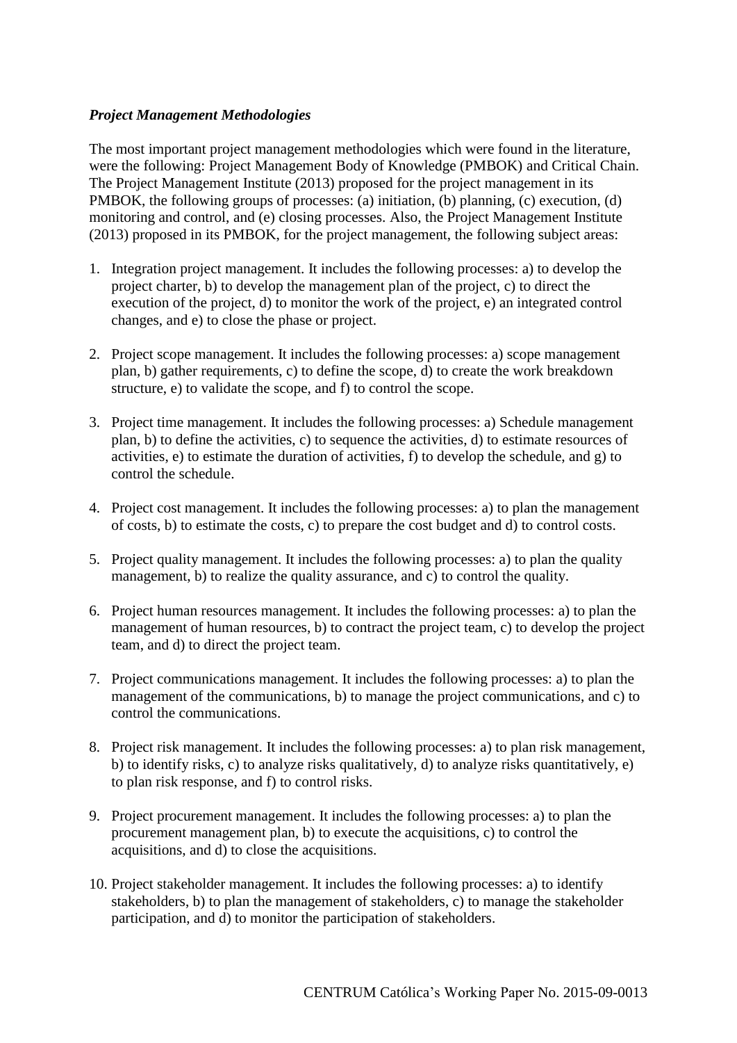***Project Management Methodologies***

The most important project management methodologies which were found in the literature, were the following: Project Management Body of Knowledge (PMBOK) and Critical Chain. The Project Management Institute (2013) proposed for the project management in its PMBOK, the following groups of processes: (a) initiation, (b) planning, (c) execution, (d) monitoring and control, and (e) closing processes. Also, the Project Management Institute (2013) proposed in its PMBOK, for the project management, the following subject areas:

1. Integration project management. It includes the following processes: a) to develop the project charter, b) to develop the management plan of the project, c) to direct the execution of the project, d) to monitor the work of the project, e) an integrated control changes, and e) to close the phase or project.

2. Project scope management. It includes the following processes: a) scope management plan, b) gather requirements, c) to define the scope, d) to create the work breakdown structure, e) to validate the scope, and f) to control the scope.

3. Project time management. It includes the following processes: a) Schedule management plan, b) to define the activities, c) to sequence the activities, d) to estimate resources of activities, e) to estimate the duration of activities, f) to develop the schedule, and g) to control the schedule.

4. Project cost management. It includes the following processes: a) to plan the management of costs, b) to estimate the costs, c) to prepare the cost budget and d) to control costs.

5. Project quality management. It includes the following processes: a) to plan the quality management, b) to realize the quality assurance, and c) to control the quality.

6. Project human resources management. It includes the following processes: a) to plan the management of human resources, b) to contract the project team, c) to develop the project team, and d) to direct the project team.

7. Project communications management. It includes the following processes: a) to plan the management of the communications, b) to manage the project communications, and c) to control the communications.

8. Project risk management. It includes the following processes: a) to plan risk management, b) to identify risks, c) to analyze risks qualitatively, d) to analyze risks quantitatively, e) to plan risk response, and f) to control risks.

9. Project procurement management. It includes the following processes: a) to plan the procurement management plan, b) to execute the acquisitions, c) to control the acquisitions, and d) to close the acquisitions.

10. Project stakeholder management. It includes the following processes: a) to identify stakeholders, b) to plan the management of stakeholders, c) to manage the stakeholder participation, and d) to monitor the participation of stakeholders.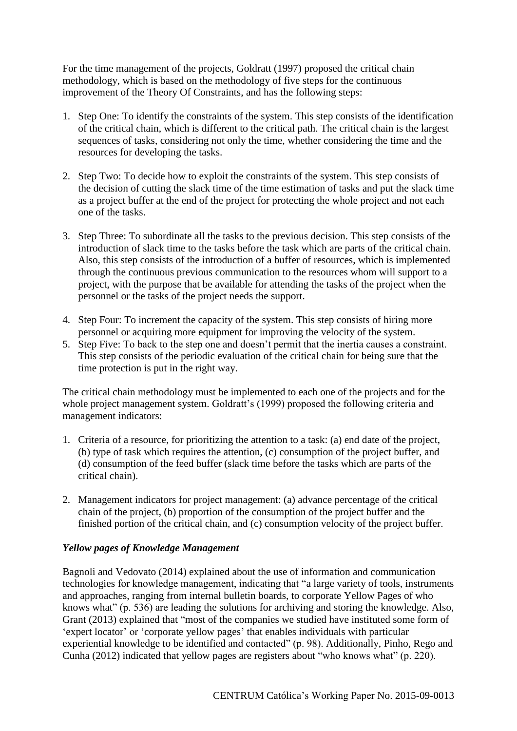For the time management of the projects, Goldratt (1997) proposed the critical chain methodology, which is based on the methodology of five steps for the continuous improvement of the Theory Of Constraints, and has the following steps:

1. Step One: To identify the constraints of the system. This step consists of the identification of the critical chain, which is different to the critical path. The critical chain is the largest sequences of tasks, considering not only the time, whether considering the time and the resources for developing the tasks.

2. Step Two: To decide how to exploit the constraints of the system. This step consists of the decision of cutting the slack time of the time estimation of tasks and put the slack time as a project buffer at the end of the project for protecting the whole project and not each one of the tasks.

3. Step Three: To subordinate all the tasks to the previous decision. This step consists of the introduction of slack time to the tasks before the task which are parts of the critical chain. Also, this step consists of the introduction of a buffer of resources, which is implemented through the continuous previous communication to the resources whom will support to a project, with the purpose that be available for attending the tasks of the project when the personnel or the tasks of the project needs the support.

4. Step Four: To increment the capacity of the system. This step consists of hiring more personnel or acquiring more equipment for improving the velocity of the system.
5. Step Five: To back to the step one and doesn't permit that the inertia causes a constraint. This step consists of the periodic evaluation of the critical chain for being sure that the time protection is put in the right way.

The critical chain methodology must be implemented to each one of the projects and for the whole project management system. Goldratt's (1999) proposed the following criteria and management indicators:

1. Criteria of a resource, for prioritizing the attention to a task: (a) end date of the project, (b) type of task which requires the attention, (c) consumption of the project buffer, and (d) consumption of the feed buffer (slack time before the tasks which are parts of the critical chain).

2. Management indicators for project management: (a) advance percentage of the critical chain of the project, (b) proportion of the consumption of the project buffer and the finished portion of the critical chain, and (c) consumption velocity of the project buffer.

### *Yellow pages of Knowledge Management*

Bagnoli and Vedovato (2014) explained about the use of information and communication technologies for knowledge management, indicating that "a large variety of tools, instruments and approaches, ranging from internal bulletin boards, to corporate Yellow Pages of who knows what" (p. 536) are leading the solutions for archiving and storing the knowledge. Also, Grant (2013) explained that "most of the companies we studied have instituted some form of 'expert locator' or 'corporate yellow pages' that enables individuals with particular experiential knowledge to be identified and contacted" (p. 98). Additionally, Pinho, Rego and Cunha (2012) indicated that yellow pages are registers about "who knows what" (p. 220).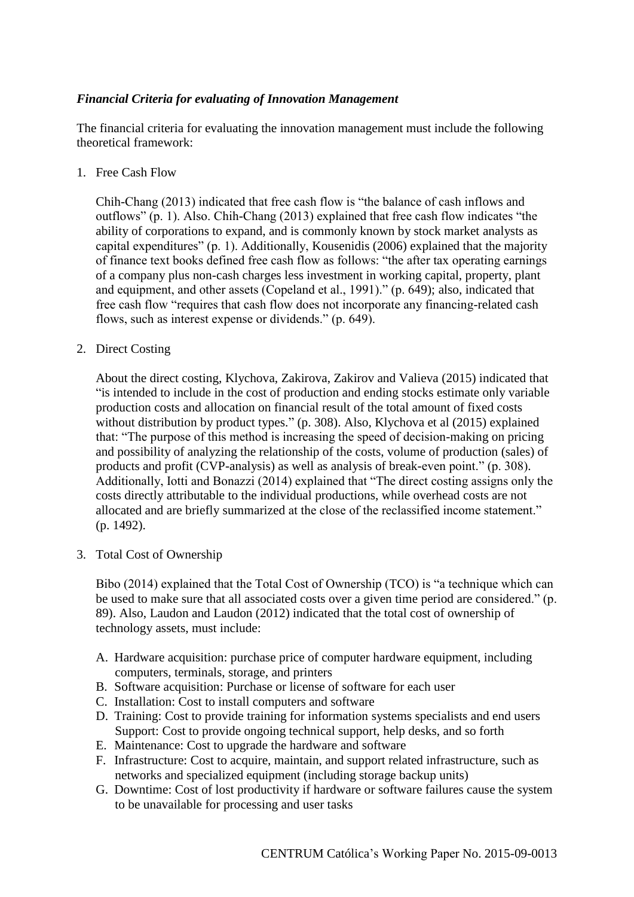***Financial Criteria for evaluating of Innovation Management***

The financial criteria for evaluating the innovation management must include the following theoretical framework:

1. Free Cash Flow

   Chih-Chang (2013) indicated that free cash flow is "the balance of cash inflows and outflows" (p. 1). Also. Chih-Chang (2013) explained that free cash flow indicates "the ability of corporations to expand, and is commonly known by stock market analysts as capital expenditures" (p. 1). Additionally, Kousenidis (2006) explained that the majority of finance text books defined free cash flow as follows: "the after tax operating earnings of a company plus non-cash charges less investment in working capital, property, plant and equipment, and other assets (Copeland et al., 1991)." (p. 649); also, indicated that free cash flow "requires that cash flow does not incorporate any financing-related cash flows, such as interest expense or dividends." (p. 649).

2. Direct Costing

   About the direct costing, Klychova, Zakirova, Zakirov and Valieva (2015) indicated that "is intended to include in the cost of production and ending stocks estimate only variable production costs and allocation on financial result of the total amount of fixed costs without distribution by product types." (p. 308). Also, Klychova et al (2015) explained that: "The purpose of this method is increasing the speed of decision-making on pricing and possibility of analyzing the relationship of the costs, volume of production (sales) of products and profit (CVP-analysis) as well as analysis of break-even point." (p. 308). Additionally, Iotti and Bonazzi (2014) explained that "The direct costing assigns only the costs directly attributable to the individual productions, while overhead costs are not allocated and are briefly summarized at the close of the reclassified income statement." (p. 1492).

3. Total Cost of Ownership

   Bibo (2014) explained that the Total Cost of Ownership (TCO) is "a technique which can be used to make sure that all associated costs over a given time period are considered." (p. 89). Also, Laudon and Laudon (2012) indicated that the total cost of ownership of technology assets, must include:

   A. Hardware acquisition: purchase price of computer hardware equipment, including computers, terminals, storage, and printers
   B. Software acquisition: Purchase or license of software for each user
   C. Installation: Cost to install computers and software
   D. Training: Cost to provide training for information systems specialists and end users Support: Cost to provide ongoing technical support, help desks, and so forth
   E. Maintenance: Cost to upgrade the hardware and software
   F. Infrastructure: Cost to acquire, maintain, and support related infrastructure, such as networks and specialized equipment (including storage backup units)
   G. Downtime: Cost of lost productivity if hardware or software failures cause the system to be unavailable for processing and user tasks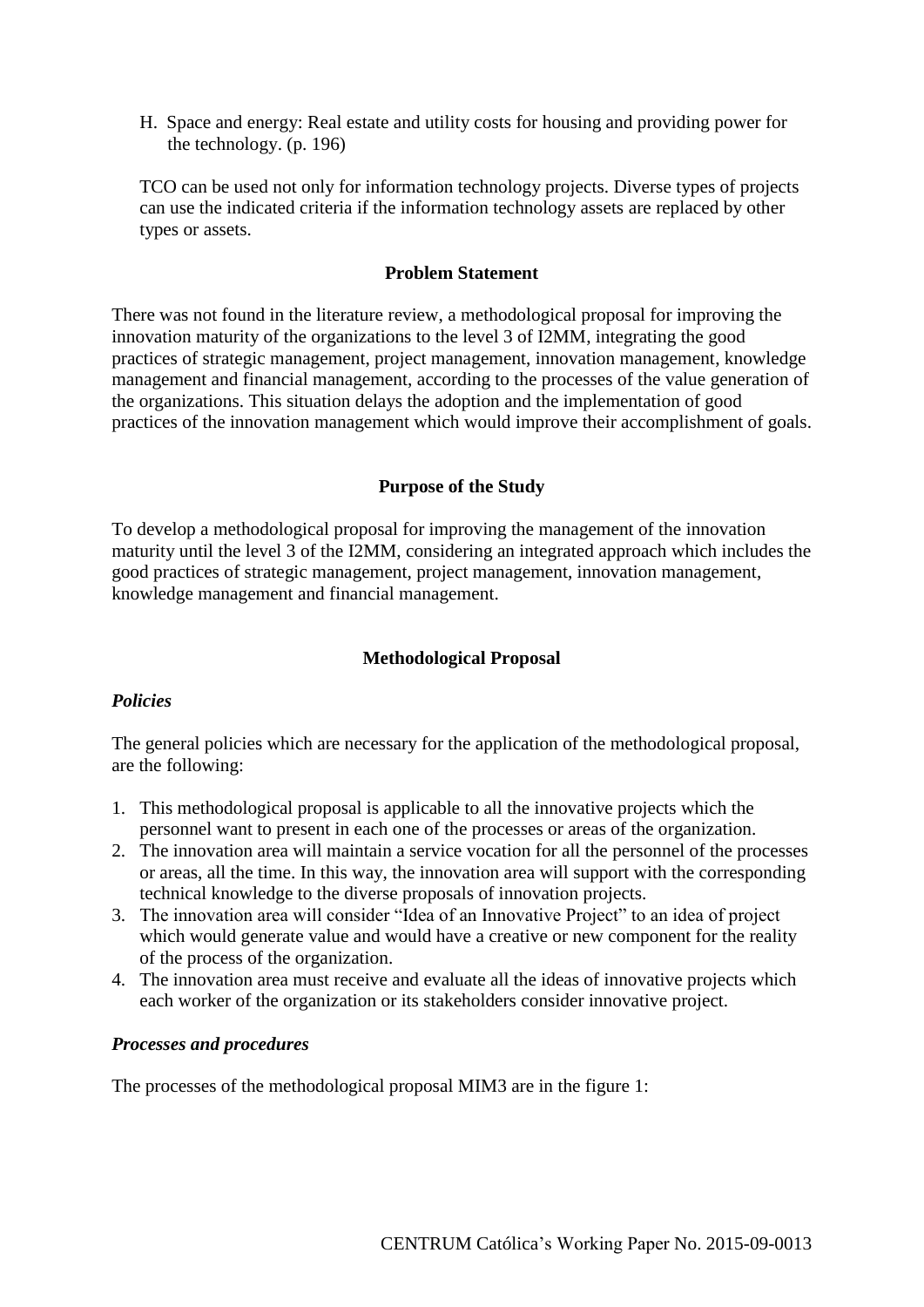H. Space and energy: Real estate and utility costs for housing and providing power for the technology. (p. 196)

TCO can be used not only for information technology projects. Diverse types of projects can use the indicated criteria if the information technology assets are replaced by other types or assets.

## Problem Statement

There was not found in the literature review, a methodological proposal for improving the innovation maturity of the organizations to the level 3 of I2MM, integrating the good practices of strategic management, project management, innovation management, knowledge management and financial management, according to the processes of the value generation of the organizations. This situation delays the adoption and the implementation of good practices of the innovation management which would improve their accomplishment of goals.

## Purpose of the Study

To develop a methodological proposal for improving the management of the innovation maturity until the level 3 of the I2MM, considering an integrated approach which includes the good practices of strategic management, project management, innovation management, knowledge management and financial management.

## Methodological Proposal

### *Policies*

The general policies which are necessary for the application of the methodological proposal, are the following:

1. This methodological proposal is applicable to all the innovative projects which the personnel want to present in each one of the processes or areas of the organization.
2. The innovation area will maintain a service vocation for all the personnel of the processes or areas, all the time. In this way, the innovation area will support with the corresponding technical knowledge to the diverse proposals of innovation projects.
3. The innovation area will consider "Idea of an Innovative Project" to an idea of project which would generate value and would have a creative or new component for the reality of the process of the organization.
4. The innovation area must receive and evaluate all the ideas of innovative projects which each worker of the organization or its stakeholders consider innovative project.

### *Processes and procedures*

The processes of the methodological proposal MIM3 are in the figure 1: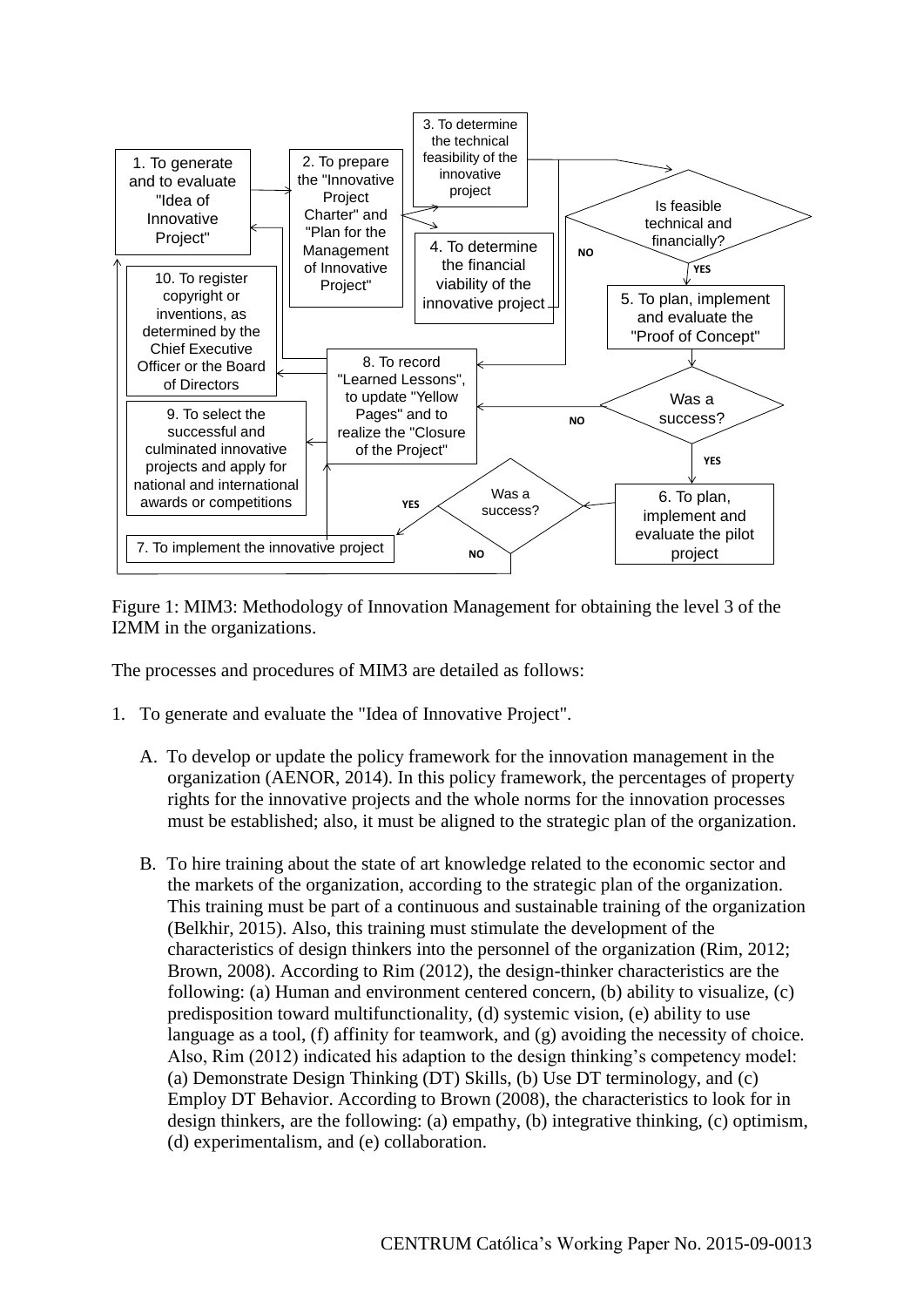Figure 1: MIM3: Methodology of Innovation Management for obtaining the level 3 of the I2MM in the organizations.

The processes and procedures of MIM3 are detailed as follows:

1. To generate and evaluate the "Idea of Innovative Project".

   A. To develop or update the policy framework for the innovation management in the organization (AENOR, 2014). In this policy framework, the percentages of property rights for the innovative projects and the whole norms for the innovation processes must be established; also, it must be aligned to the strategic plan of the organization.

   B. To hire training about the state of art knowledge related to the economic sector and the markets of the organization, according to the strategic plan of the organization. This training must be part of a continuous and sustainable training of the organization (Belkhir, 2015). Also, this training must stimulate the development of the characteristics of design thinkers into the personnel of the organization (Rim, 2012; Brown, 2008). According to Rim (2012), the design-thinker characteristics are the following: (a) Human and environment centered concern, (b) ability to visualize, (c) predisposition toward multifunctionality, (d) systemic vision, (e) ability to use language as a tool, (f) affinity for teamwork, and (g) avoiding the necessity of choice. Also, Rim (2012) indicated his adaption to the design thinking's competency model: (a) Demonstrate Design Thinking (DT) Skills, (b) Use DT terminology, and (c) Employ DT Behavior. According to Brown (2008), the characteristics to look for in design thinkers, are the following: (a) empathy, (b) integrative thinking, (c) optimism, (d) experimentalism, and (e) collaboration.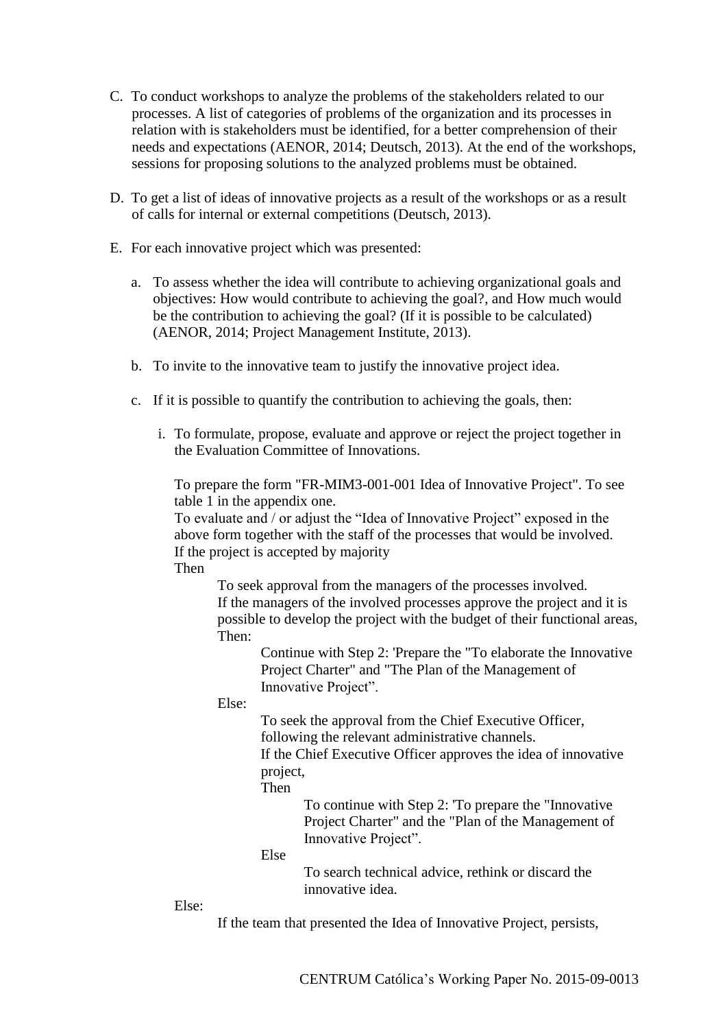C. To conduct workshops to analyze the problems of the stakeholders related to our processes. A list of categories of problems of the organization and its processes in relation with is stakeholders must be identified, for a better comprehension of their needs and expectations (AENOR, 2014; Deutsch, 2013). At the end of the workshops, sessions for proposing solutions to the analyzed problems must be obtained.

D. To get a list of ideas of innovative projects as a result of the workshops or as a result of calls for internal or external competitions (Deutsch, 2013).

E. For each innovative project which was presented:

   a. To assess whether the idea will contribute to achieving organizational goals and objectives: How would contribute to achieving the goal?, and How much would be the contribution to achieving the goal? (If it is possible to be calculated) (AENOR, 2014; Project Management Institute, 2013).

   b. To invite to the innovative team to justify the innovative project idea.

   c. If it is possible to quantify the contribution to achieving the goals, then:

      i. To formulate, propose, evaluate and approve or reject the project together in the Evaluation Committee of Innovations.

         To prepare the form "FR-MIM3-001-001 Idea of Innovative Project". To see table 1 in the appendix one.
         To evaluate and / or adjust the "Idea of Innovative Project" exposed in the above form together with the staff of the processes that would be involved.
         If the project is accepted by majority
         Then
            To seek approval from the managers of the processes involved.
            If the managers of the involved processes approve the project and it is possible to develop the project with the budget of their functional areas,
            Then:
               Continue with Step 2: 'Prepare the "To elaborate the Innovative Project Charter" and "The Plan of the Management of Innovative Project".
            Else:
               To seek the approval from the Chief Executive Officer, following the relevant administrative channels.
               If the Chief Executive Officer approves the idea of innovative project,
               Then
                  To continue with Step 2: 'To prepare the "Innovative Project Charter" and the "Plan of the Management of Innovative Project".
               Else
                  To search technical advice, rethink or discard the innovative idea.
         Else:
            If the team that presented the Idea of Innovative Project, persists,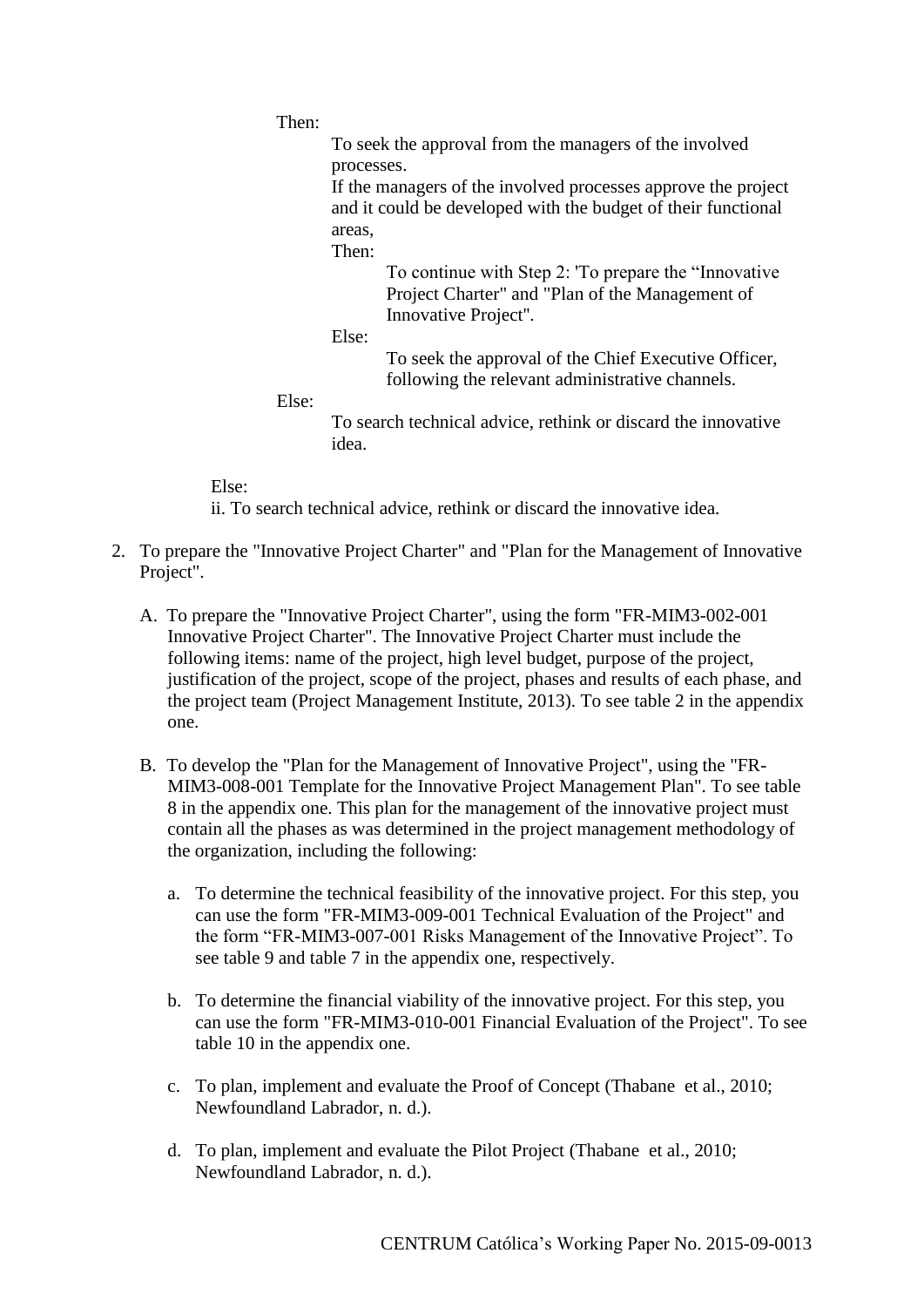Then:

To seek the approval from the managers of the involved processes.

If the managers of the involved processes approve the project and it could be developed with the budget of their functional areas,

Then:

To continue with Step 2: 'To prepare the "Innovative Project Charter" and "Plan of the Management of Innovative Project".

Else:

To seek the approval of the Chief Executive Officer, following the relevant administrative channels.

Else:

To search technical advice, rethink or discard the innovative idea.

Else:

ii. To search technical advice, rethink or discard the innovative idea.

2. To prepare the "Innovative Project Charter" and "Plan for the Management of Innovative Project".

   A. To prepare the "Innovative Project Charter", using the form "FR-MIM3-002-001 Innovative Project Charter". The Innovative Project Charter must include the following items: name of the project, high level budget, purpose of the project, justification of the project, scope of the project, phases and results of each phase, and the project team (Project Management Institute, 2013). To see table 2 in the appendix one.

   B. To develop the "Plan for the Management of Innovative Project", using the "FR-MIM3-008-001 Template for the Innovative Project Management Plan". To see table 8 in the appendix one. This plan for the management of the innovative project must contain all the phases as was determined in the project management methodology of the organization, including the following:

      a. To determine the technical feasibility of the innovative project. For this step, you can use the form "FR-MIM3-009-001 Technical Evaluation of the Project" and the form "FR-MIM3-007-001 Risks Management of the Innovative Project". To see table 9 and table 7 in the appendix one, respectively.

      b. To determine the financial viability of the innovative project. For this step, you can use the form "FR-MIM3-010-001 Financial Evaluation of the Project". To see table 10 in the appendix one.

      c. To plan, implement and evaluate the Proof of Concept (Thabane et al., 2010; Newfoundland Labrador, n. d.).

      d. To plan, implement and evaluate the Pilot Project (Thabane et al., 2010; Newfoundland Labrador, n. d.).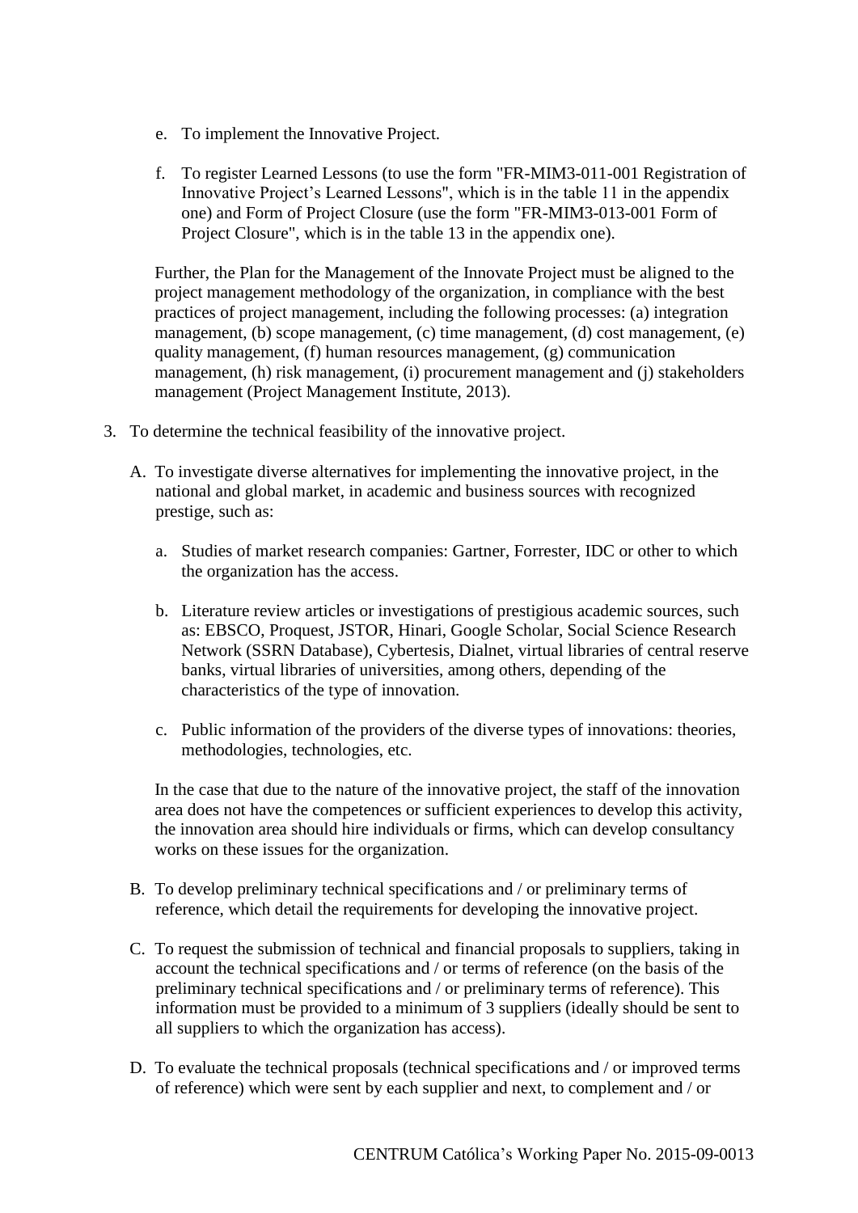e. To implement the Innovative Project.

f. To register Learned Lessons (to use the form "FR-MIM3-011-001 Registration of Innovative Project's Learned Lessons", which is in the table 11 in the appendix one) and Form of Project Closure (use the form "FR-MIM3-013-001 Form of Project Closure", which is in the table 13 in the appendix one).

Further, the Plan for the Management of the Innovate Project must be aligned to the project management methodology of the organization, in compliance with the best practices of project management, including the following processes: (a) integration management, (b) scope management, (c) time management, (d) cost management, (e) quality management, (f) human resources management, (g) communication management, (h) risk management, (i) procurement management and (j) stakeholders management (Project Management Institute, 2013).

3. To determine the technical feasibility of the innovative project.

A. To investigate diverse alternatives for implementing the innovative project, in the national and global market, in academic and business sources with recognized prestige, such as:

a. Studies of market research companies: Gartner, Forrester, IDC or other to which the organization has the access.

b. Literature review articles or investigations of prestigious academic sources, such as: EBSCO, Proquest, JSTOR, Hinari, Google Scholar, Social Science Research Network (SSRN Database), Cybertesis, Dialnet, virtual libraries of central reserve banks, virtual libraries of universities, among others, depending of the characteristics of the type of innovation.

c. Public information of the providers of the diverse types of innovations: theories, methodologies, technologies, etc.

In the case that due to the nature of the innovative project, the staff of the innovation area does not have the competences or sufficient experiences to develop this activity, the innovation area should hire individuals or firms, which can develop consultancy works on these issues for the organization.

B. To develop preliminary technical specifications and / or preliminary terms of reference, which detail the requirements for developing the innovative project.

C. To request the submission of technical and financial proposals to suppliers, taking in account the technical specifications and / or terms of reference (on the basis of the preliminary technical specifications and / or preliminary terms of reference). This information must be provided to a minimum of 3 suppliers (ideally should be sent to all suppliers to which the organization has access).

D. To evaluate the technical proposals (technical specifications and / or improved terms of reference) which were sent by each supplier and next, to complement and / or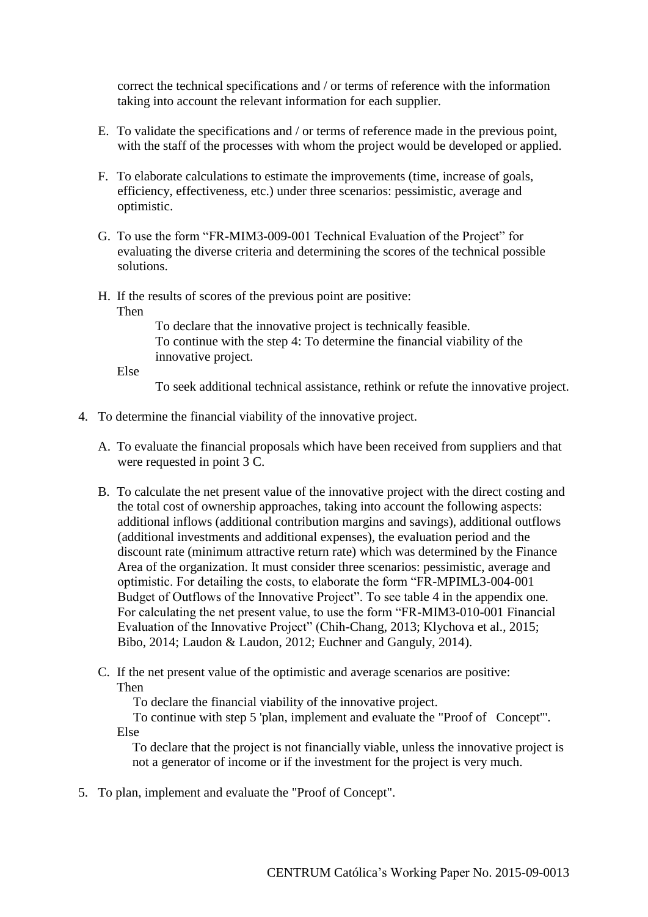correct the technical specifications and / or terms of reference with the information taking into account the relevant information for each supplier.

E. To validate the specifications and / or terms of reference made in the previous point, with the staff of the processes with whom the project would be developed or applied.

F. To elaborate calculations to estimate the improvements (time, increase of goals, efficiency, effectiveness, etc.) under three scenarios: pessimistic, average and optimistic.

G. To use the form "FR-MIM3-009-001 Technical Evaluation of the Project" for evaluating the diverse criteria and determining the scores of the technical possible solutions.

H. If the results of scores of the previous point are positive:
   Then
      To declare that the innovative project is technically feasible.
      To continue with the step 4: To determine the financial viability of the innovative project.
   Else
      To seek additional technical assistance, rethink or refute the innovative project.

4. To determine the financial viability of the innovative project.

   A. To evaluate the financial proposals which have been received from suppliers and that were requested in point 3 C.

   B. To calculate the net present value of the innovative project with the direct costing and the total cost of ownership approaches, taking into account the following aspects: additional inflows (additional contribution margins and savings), additional outflows (additional investments and additional expenses), the evaluation period and the discount rate (minimum attractive return rate) which was determined by the Finance Area of the organization. It must consider three scenarios: pessimistic, average and optimistic. For detailing the costs, to elaborate the form "FR-MPIML3-004-001 Budget of Outflows of the Innovative Project". To see table 4 in the appendix one. For calculating the net present value, to use the form "FR-MIM3-010-001 Financial Evaluation of the Innovative Project" (Chih-Chang, 2013; Klychova et al., 2015; Bibo, 2014; Laudon & Laudon, 2012; Euchner and Ganguly, 2014).

   C. If the net present value of the optimistic and average scenarios are positive:
      Then
         To declare the financial viability of the innovative project.
         To continue with step 5 'plan, implement and evaluate the "Proof of Concept"'.
      Else
         To declare that the project is not financially viable, unless the innovative project is not a generator of income or if the investment for the project is very much.

5. To plan, implement and evaluate the "Proof of Concept".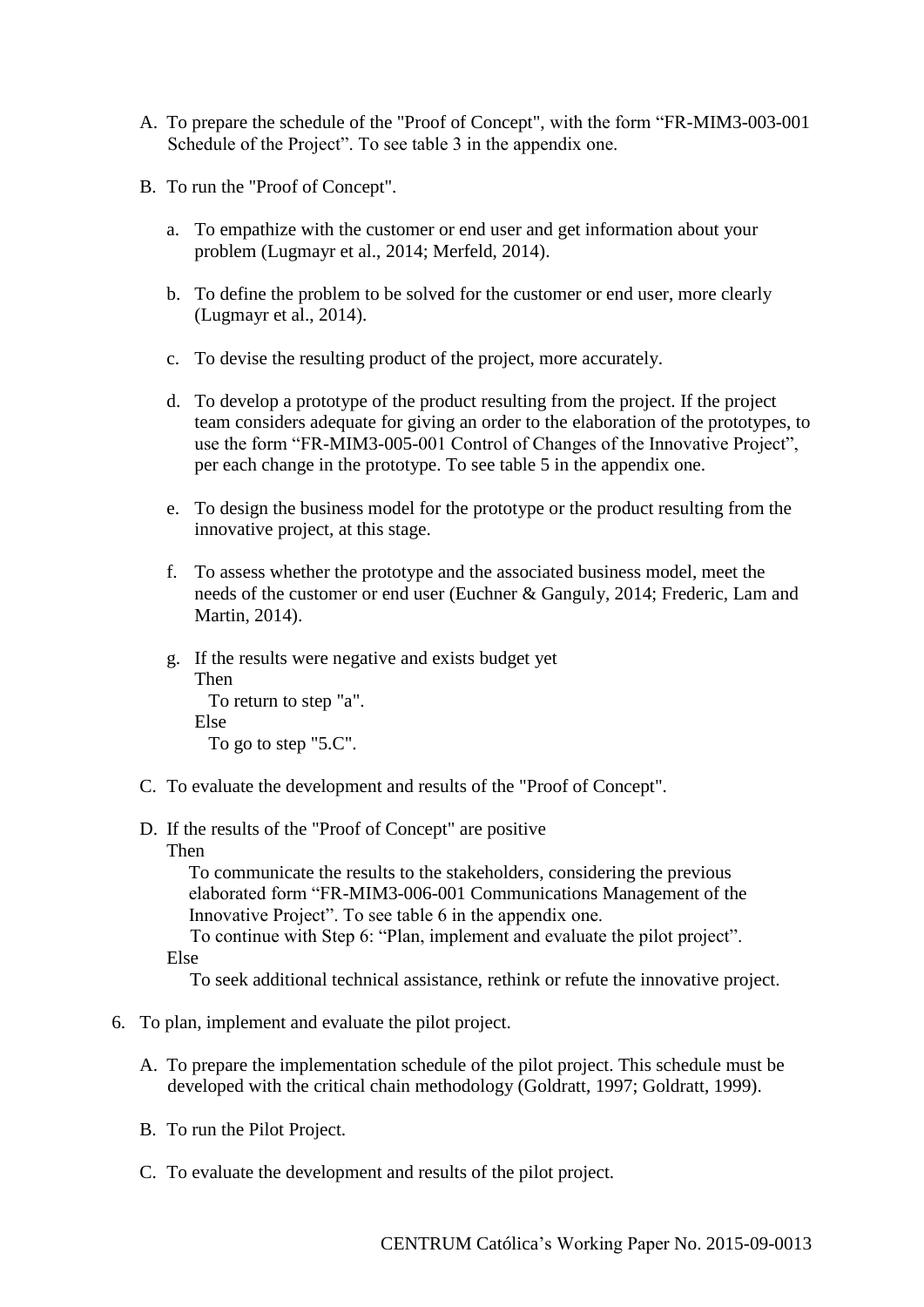A. To prepare the schedule of the "Proof of Concept", with the form “FR-MIM3-003-001 Schedule of the Project”. To see table 3 in the appendix one.

B. To run the "Proof of Concept".

   a. To empathize with the customer or end user and get information about your problem (Lugmayr et al., 2014; Merfeld, 2014).

   b. To define the problem to be solved for the customer or end user, more clearly (Lugmayr et al., 2014).

   c. To devise the resulting product of the project, more accurately.

   d. To develop a prototype of the product resulting from the project. If the project team considers adequate for giving an order to the elaboration of the prototypes, to use the form “FR-MIM3-005-001 Control of Changes of the Innovative Project”, per each change in the prototype. To see table 5 in the appendix one.

   e. To design the business model for the prototype or the product resulting from the innovative project, at this stage.

   f. To assess whether the prototype and the associated business model, meet the needs of the customer or end user (Euchner & Ganguly, 2014; Frederic, Lam and Martin, 2014).

   g. If the results were negative and exists budget yet  
      Then  
         To return to step "a".  
      Else  
         To go to step "5.C".

C. To evaluate the development and results of the "Proof of Concept".

D. If the results of the "Proof of Concept" are positive  
   Then  
      To communicate the results to the stakeholders, considering the previous elaborated form “FR-MIM3-006-001 Communications Management of the Innovative Project”. To see table 6 in the appendix one.  
      To continue with Step 6: “Plan, implement and evaluate the pilot project”.  
   Else  
      To seek additional technical assistance, rethink or refute the innovative project.

6. To plan, implement and evaluate the pilot project.

   A. To prepare the implementation schedule of the pilot project. This schedule must be developed with the critical chain methodology (Goldratt, 1997; Goldratt, 1999).

   B. To run the Pilot Project.

   C. To evaluate the development and results of the pilot project.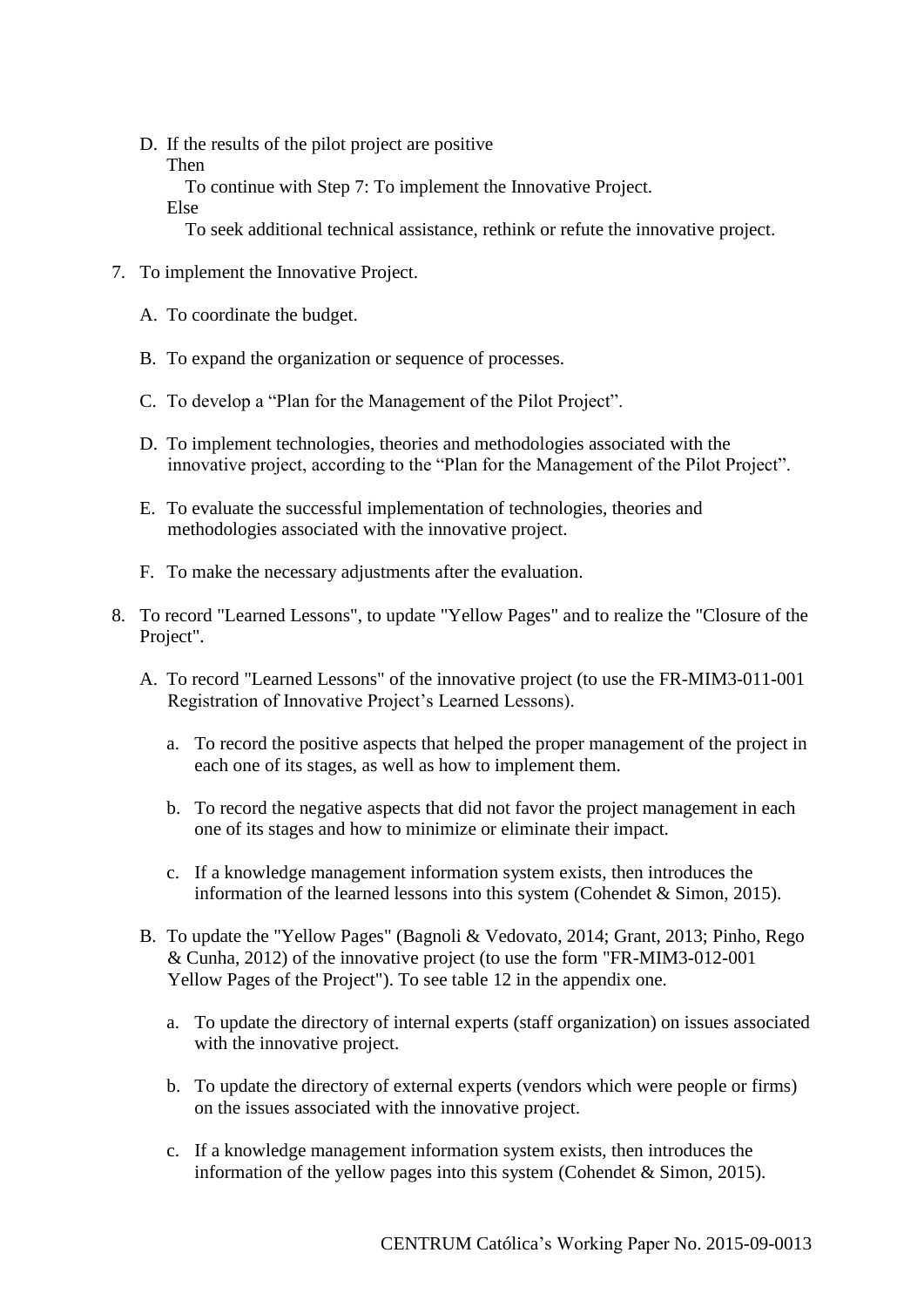D. If the results of the pilot project are positive
   Then
      To continue with Step 7: To implement the Innovative Project.
   Else
      To seek additional technical assistance, rethink or refute the innovative project.

7. To implement the Innovative Project.

   A. To coordinate the budget.

   B. To expand the organization or sequence of processes.

   C. To develop a "Plan for the Management of the Pilot Project".

   D. To implement technologies, theories and methodologies associated with the innovative project, according to the "Plan for the Management of the Pilot Project".

   E. To evaluate the successful implementation of technologies, theories and methodologies associated with the innovative project.

   F. To make the necessary adjustments after the evaluation.

8. To record "Learned Lessons", to update "Yellow Pages" and to realize the "Closure of the Project".

   A. To record "Learned Lessons" of the innovative project (to use the FR-MIM3-011-001 Registration of Innovative Project's Learned Lessons).

      a. To record the positive aspects that helped the proper management of the project in each one of its stages, as well as how to implement them.

      b. To record the negative aspects that did not favor the project management in each one of its stages and how to minimize or eliminate their impact.

      c. If a knowledge management information system exists, then introduces the information of the learned lessons into this system (Cohendet & Simon, 2015).

   B. To update the "Yellow Pages" (Bagnoli & Vedovato, 2014; Grant, 2013; Pinho, Rego & Cunha, 2012) of the innovative project (to use the form "FR-MIM3-012-001 Yellow Pages of the Project"). To see table 12 in the appendix one.

      a. To update the directory of internal experts (staff organization) on issues associated with the innovative project.

      b. To update the directory of external experts (vendors which were people or firms) on the issues associated with the innovative project.

      c. If a knowledge management information system exists, then introduces the information of the yellow pages into this system (Cohendet & Simon, 2015).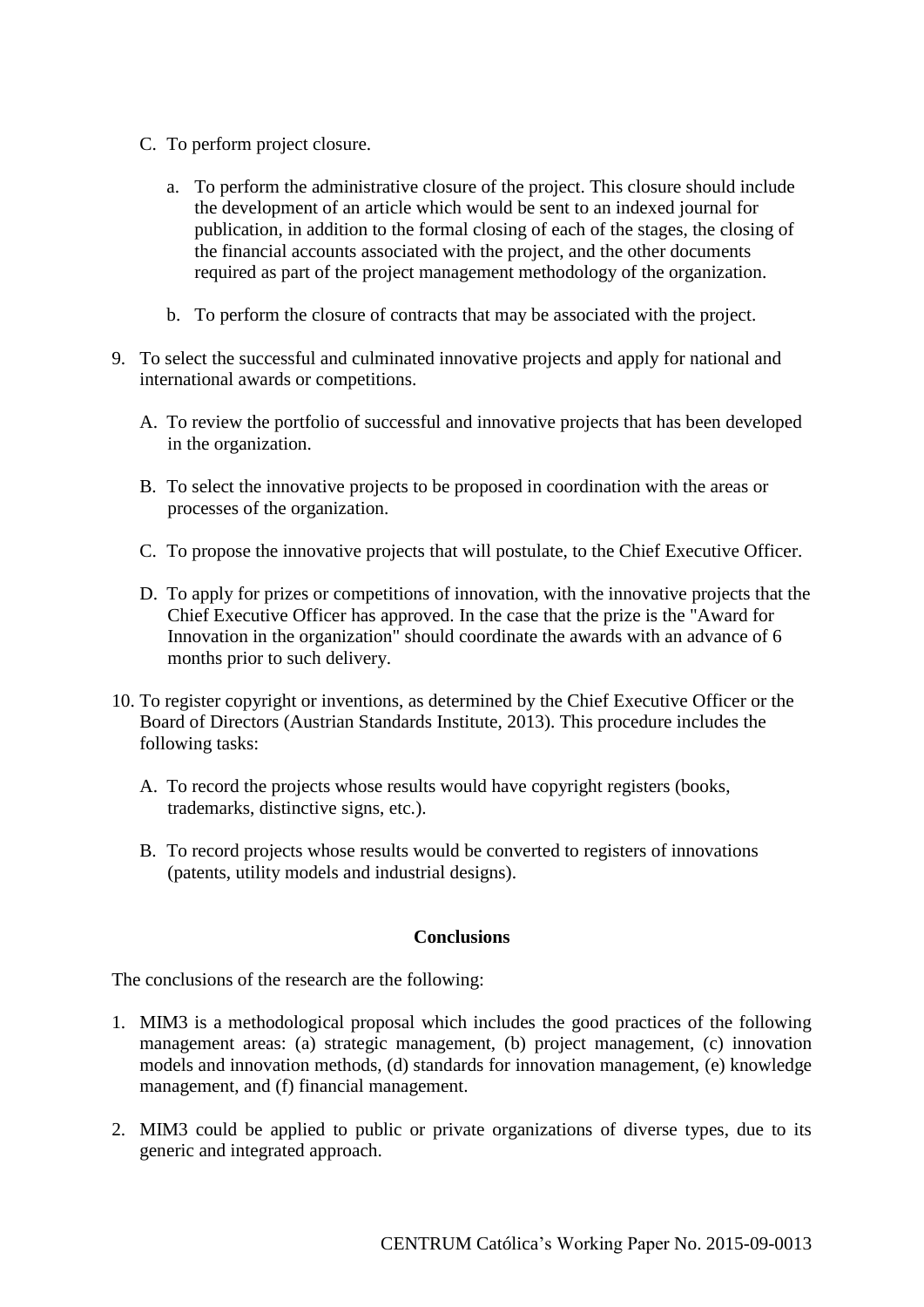C. To perform project closure.

   a. To perform the administrative closure of the project. This closure should include the development of an article which would be sent to an indexed journal for publication, in addition to the formal closing of each of the stages, the closing of the financial accounts associated with the project, and the other documents required as part of the project management methodology of the organization.

   b. To perform the closure of contracts that may be associated with the project.

9. To select the successful and culminated innovative projects and apply for national and international awards or competitions.

   A. To review the portfolio of successful and innovative projects that has been developed in the organization.

   B. To select the innovative projects to be proposed in coordination with the areas or processes of the organization.

   C. To propose the innovative projects that will postulate, to the Chief Executive Officer.

   D. To apply for prizes or competitions of innovation, with the innovative projects that the Chief Executive Officer has approved. In the case that the prize is the "Award for Innovation in the organization" should coordinate the awards with an advance of 6 months prior to such delivery.

10. To register copyright or inventions, as determined by the Chief Executive Officer or the Board of Directors (Austrian Standards Institute, 2013). This procedure includes the following tasks:

    A. To record the projects whose results would have copyright registers (books, trademarks, distinctive signs, etc.).

    B. To record projects whose results would be converted to registers of innovations (patents, utility models and industrial designs).

## Conclusions

The conclusions of the research are the following:

1. MIM3 is a methodological proposal which includes the good practices of the following management areas: (a) strategic management, (b) project management, (c) innovation models and innovation methods, (d) standards for innovation management, (e) knowledge management, and (f) financial management.

2. MIM3 could be applied to public or private organizations of diverse types, due to its generic and integrated approach.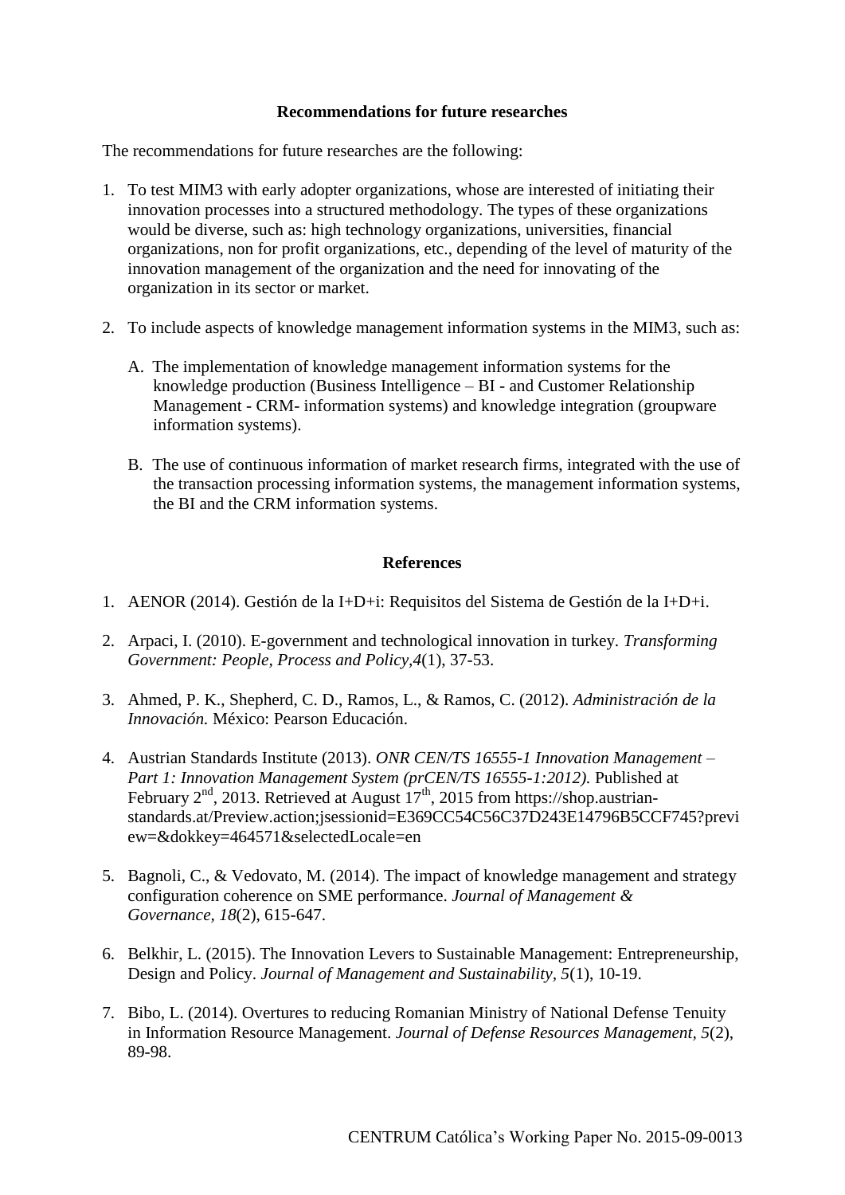**Recommendations for future researches**

The recommendations for future researches are the following:

1. To test MIM3 with early adopter organizations, whose are interested of initiating their innovation processes into a structured methodology. The types of these organizations would be diverse, such as: high technology organizations, universities, financial organizations, non for profit organizations, etc., depending of the level of maturity of the innovation management of the organization and the need for innovating of the organization in its sector or market.

2. To include aspects of knowledge management information systems in the MIM3, such as:

   A. The implementation of knowledge management information systems for the knowledge production (Business Intelligence – BI - and Customer Relationship Management - CRM- information systems) and knowledge integration (groupware information systems).

   B. The use of continuous information of market research firms, integrated with the use of the transaction processing information systems, the management information systems, the BI and the CRM information systems.

**References**

1. AENOR (2014). Gestión de la I+D+i: Requisitos del Sistema de Gestión de la I+D+i.

2. Arpaci, I. (2010). E-government and technological innovation in turkey. *Transforming Government: People, Process and Policy,4*(1), 37-53.

3. Ahmed, P. K., Shepherd, C. D., Ramos, L., & Ramos, C. (2012). *Administración de la Innovación.* México: Pearson Educación.

4. Austrian Standards Institute (2013). *ONR CEN/TS 16555-1 Innovation Management – Part 1: Innovation Management System (prCEN/TS 16555-1:2012).* Published at February 2nd, 2013. Retrieved at August 17th, 2015 from https://shop.austrian-standards.at/Preview.action;jsessionid=E369CC54C56C37D243E14796B5CCF745?preview=&dokkey=464571&selectedLocale=en

5. Bagnoli, C., & Vedovato, M. (2014). The impact of knowledge management and strategy configuration coherence on SME performance. *Journal of Management & Governance, 18*(2), 615-647.

6. Belkhir, L. (2015). The Innovation Levers to Sustainable Management: Entrepreneurship, Design and Policy. *Journal of Management and Sustainability, 5*(1), 10-19.

7. Bibo, L. (2014). Overtures to reducing Romanian Ministry of National Defense Tenuity in Information Resource Management. *Journal of Defense Resources Management, 5*(2), 89-98.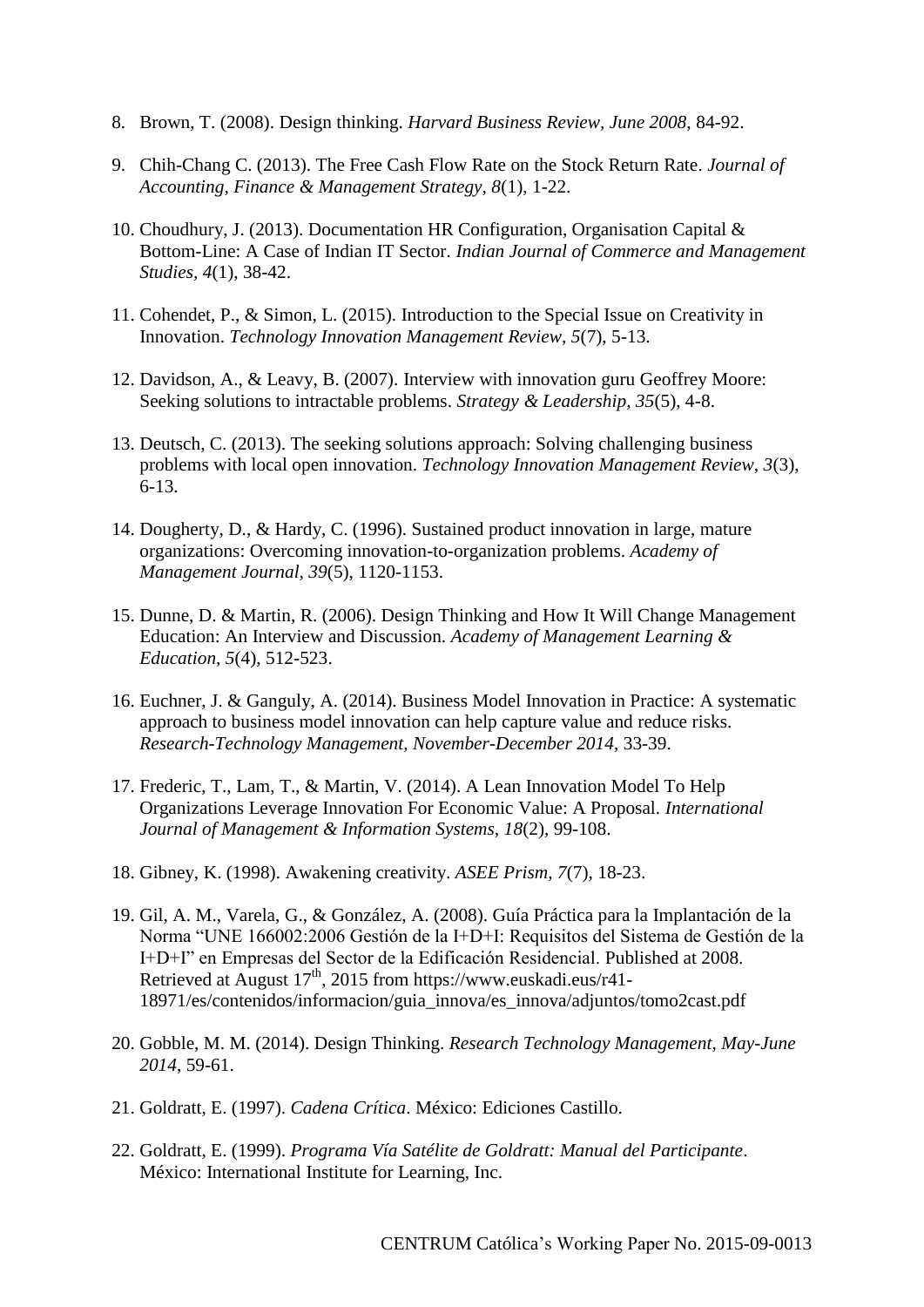8. Brown, T. (2008). Design thinking. *Harvard Business Review, June 2008*, 84-92.

9. Chih-Chang C. (2013). The Free Cash Flow Rate on the Stock Return Rate. *Journal of Accounting, Finance & Management Strategy, 8*(1), 1-22.

10. Choudhury, J. (2013). Documentation HR Configuration, Organisation Capital & Bottom-Line: A Case of Indian IT Sector. *Indian Journal of Commerce and Management Studies, 4*(1), 38-42.

11. Cohendet, P., & Simon, L. (2015). Introduction to the Special Issue on Creativity in Innovation. *Technology Innovation Management Review, 5*(7), 5-13.

12. Davidson, A., & Leavy, B. (2007). Interview with innovation guru Geoffrey Moore: Seeking solutions to intractable problems. *Strategy & Leadership, 35*(5), 4-8.

13. Deutsch, C. (2013). The seeking solutions approach: Solving challenging business problems with local open innovation. *Technology Innovation Management Review, 3*(3), 6-13.

14. Dougherty, D., & Hardy, C. (1996). Sustained product innovation in large, mature organizations: Overcoming innovation-to-organization problems. *Academy of Management Journal, 39*(5), 1120-1153.

15. Dunne, D. & Martin, R. (2006). Design Thinking and How It Will Change Management Education: An Interview and Discussion. *Academy of Management Learning & Education, 5*(4), 512-523.

16. Euchner, J. & Ganguly, A. (2014). Business Model Innovation in Practice: A systematic approach to business model innovation can help capture value and reduce risks. *Research-Technology Management, November-December 2014*, 33-39.

17. Frederic, T., Lam, T., & Martin, V. (2014). A Lean Innovation Model To Help Organizations Leverage Innovation For Economic Value: A Proposal. *International Journal of Management & Information Systems, 18*(2), 99-108.

18. Gibney, K. (1998). Awakening creativity. *ASEE Prism, 7*(7), 18-23.

19. Gil, A. M., Varela, G., & González, A. (2008). Guía Práctica para la Implantación de la Norma "UNE 166002:2006 Gestión de la I+D+I: Requisitos del Sistema de Gestión de la I+D+I" en Empresas del Sector de la Edificación Residencial. Published at 2008. Retrieved at August 17th, 2015 from https://www.euskadi.eus/r41-18971/es/contenidos/informacion/guia_innova/es_innova/adjuntos/tomo2cast.pdf

20. Gobble, M. M. (2014). Design Thinking. *Research Technology Management, May-June 2014*, 59-61.

21. Goldratt, E. (1997). *Cadena Crítica*. México: Ediciones Castillo.

22. Goldratt, E. (1999). *Programa Vía Satélite de Goldratt: Manual del Participante*. México: International Institute for Learning, Inc.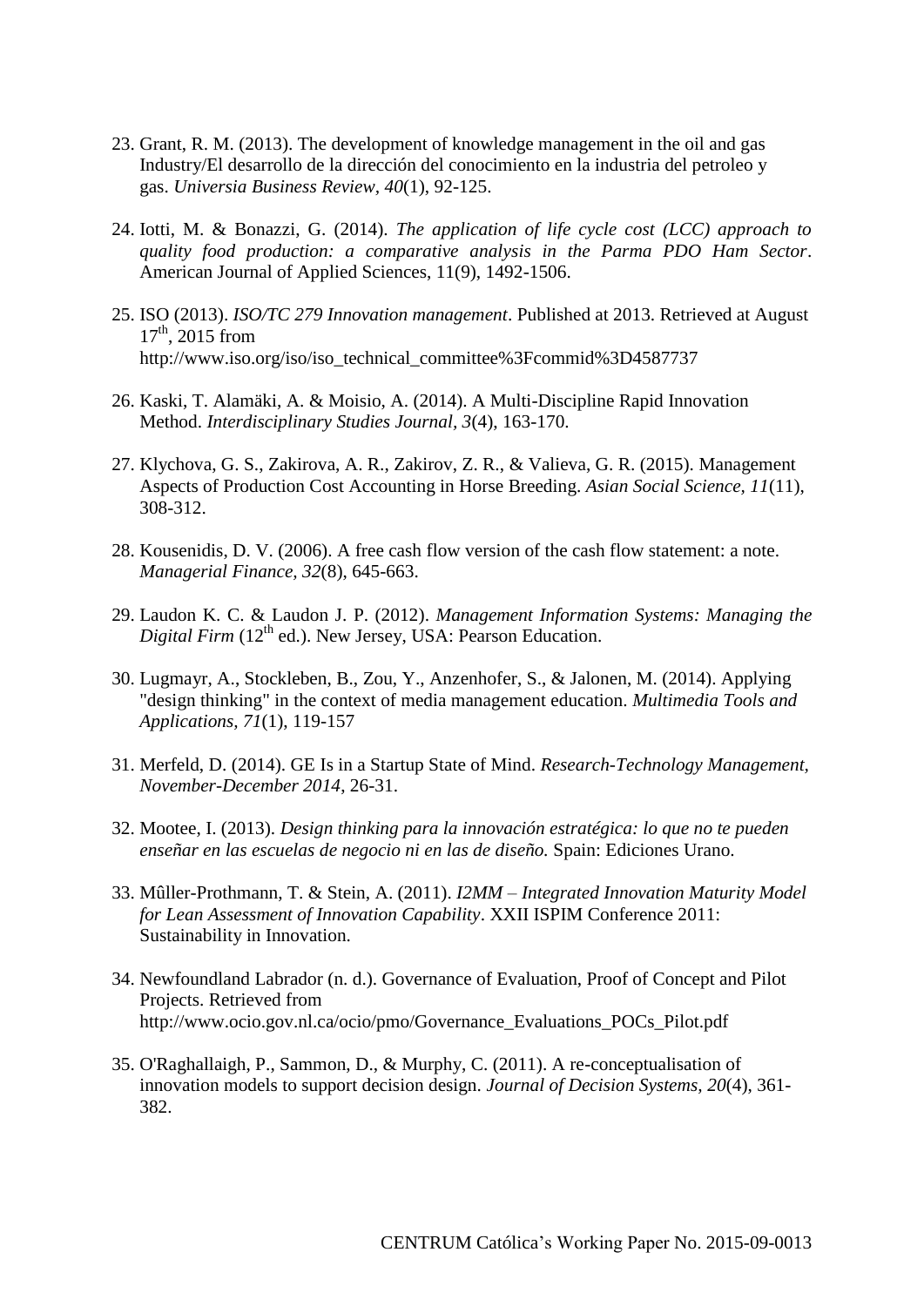23. Grant, R. M. (2013). The development of knowledge management in the oil and gas Industry/El desarrollo de la dirección del conocimiento en la industria del petroleo y gas. *Universia Business Review, 40*(1), 92-125.

24. Iotti, M. & Bonazzi, G. (2014). *The application of life cycle cost (LCC) approach to quality food production: a comparative analysis in the Parma PDO Ham Sector*. American Journal of Applied Sciences, 11(9), 1492-1506.

25. ISO (2013). *ISO/TC 279 Innovation management*. Published at 2013. Retrieved at August 17th, 2015 from http://www.iso.org/iso/iso_technical_committee%3Fcommid%3D4587737

26. Kaski, T. Alamäki, A. & Moisio, A. (2014). A Multi-Discipline Rapid Innovation Method. *Interdisciplinary Studies Journal, 3*(4), 163-170.

27. Klychova, G. S., Zakirova, A. R., Zakirov, Z. R., & Valieva, G. R. (2015). Management Aspects of Production Cost Accounting in Horse Breeding. *Asian Social Science, 11*(11), 308-312.

28. Kousenidis, D. V. (2006). A free cash flow version of the cash flow statement: a note. *Managerial Finance, 32*(8), 645-663.

29. Laudon K. C. & Laudon J. P. (2012). *Management Information Systems: Managing the Digital Firm* (12th ed.). New Jersey, USA: Pearson Education.

30. Lugmayr, A., Stockleben, B., Zou, Y., Anzenhofer, S., & Jalonen, M. (2014). Applying "design thinking" in the context of media management education. *Multimedia Tools and Applications, 71*(1), 119-157

31. Merfeld, D. (2014). GE Is in a Startup State of Mind. *Research-Technology Management, November-December 2014*, 26-31.

32. Mootee, I. (2013). *Design thinking para la innovación estratégica: lo que no te pueden enseñar en las escuelas de negocio ni en las de diseño.* Spain: Ediciones Urano.

33. Mûller-Prothmann, T. & Stein, A. (2011). *I2MM – Integrated Innovation Maturity Model for Lean Assessment of Innovation Capability*. XXII ISPIM Conference 2011: Sustainability in Innovation.

34. Newfoundland Labrador (n. d.). Governance of Evaluation, Proof of Concept and Pilot Projects. Retrieved from http://www.ocio.gov.nl.ca/ocio/pmo/Governance_Evaluations_POCs_Pilot.pdf

35. O'Raghallaigh, P., Sammon, D., & Murphy, C. (2011). A re-conceptualisation of innovation models to support decision design. *Journal of Decision Systems, 20*(4), 361-382.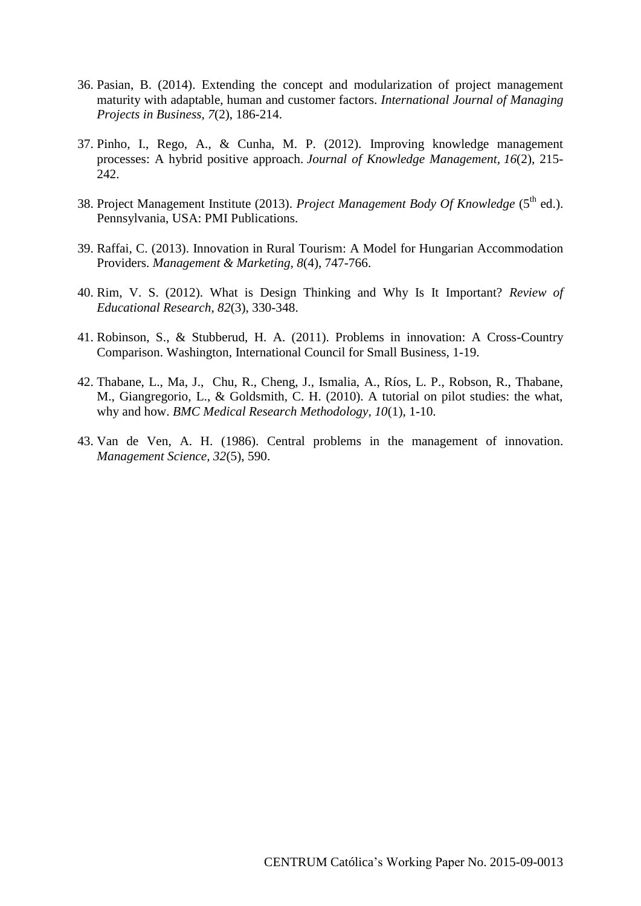36. Pasian, B. (2014). Extending the concept and modularization of project management maturity with adaptable, human and customer factors. *International Journal of Managing Projects in Business, 7*(2), 186-214.

37. Pinho, I., Rego, A., & Cunha, M. P. (2012). Improving knowledge management processes: A hybrid positive approach. *Journal of Knowledge Management, 16*(2), 215-242.

38. Project Management Institute (2013). *Project Management Body Of Knowledge* (5th ed.). Pennsylvania, USA: PMI Publications.

39. Raffai, C. (2013). Innovation in Rural Tourism: A Model for Hungarian Accommodation Providers. *Management & Marketing, 8*(4), 747-766.

40. Rim, V. S. (2012). What is Design Thinking and Why Is It Important? *Review of Educational Research, 82*(3), 330-348.

41. Robinson, S., & Stubberud, H. A. (2011). Problems in innovation: A Cross-Country Comparison. Washington, International Council for Small Business, 1-19.

42. Thabane, L., Ma, J., Chu, R., Cheng, J., Ismalia, A., Ríos, L. P., Robson, R., Thabane, M., Giangregorio, L., & Goldsmith, C. H. (2010). A tutorial on pilot studies: the what, why and how. *BMC Medical Research Methodology, 10*(1), 1-10.

43. Van de Ven, A. H. (1986). Central problems in the management of innovation. *Management Science, 32*(5), 590.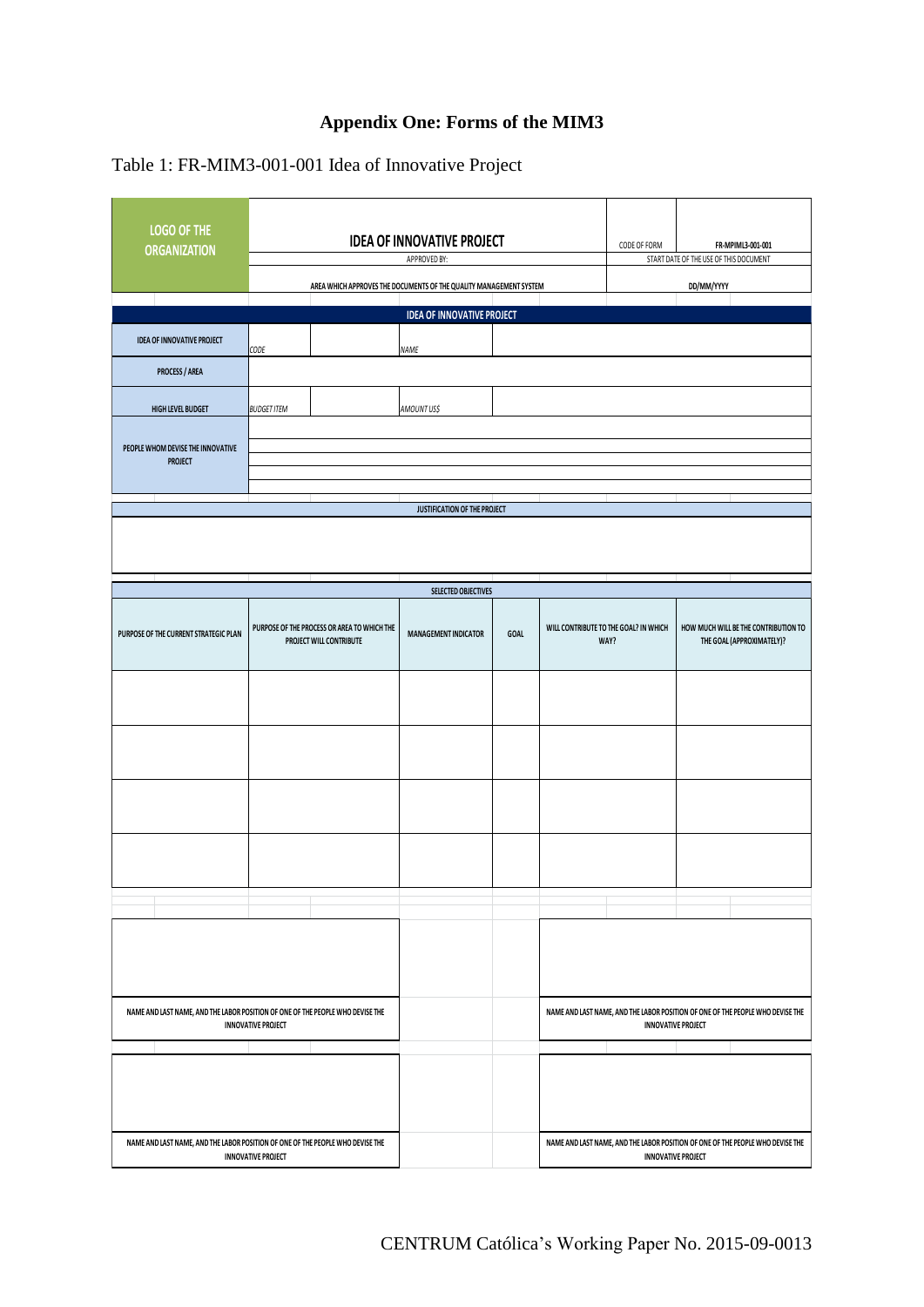# Appendix One: Forms of the MIM3

Table 1: FR-MIM3-001-001 Idea of Innovative Project

| LOGO OF THE ORGANIZATION | IDEA OF INNOVATIVE PROJECT | | | CODE OF FORM | FR-MPIML3-001-001 |
|---|---|---|---|---|---|
| | APPROVED BY: | | | START DATE OF THE USE OF THIS DOCUMENT | |
| | AREA WHICH APPROVES THE DOCUMENTS OF THE QUALITY MANAGEMENT SYSTEM | | | DD/MM/YYYY | |

| IDEA OF INNOVATIVE PROJECT | | | | |
|---|---|---|---|---|
| IDEA OF INNOVATIVE PROJECT | *CODE* | | *NAME* | |
| PROCESS / AREA | | | | |
| HIGH LEVEL BUDGET | *BUDGET ITEM* | | *AMOUNT US$* | |
| PEOPLE WHOM DEVISE THE INNOVATIVE PROJECT | | | | |
| | | | | |
| | | | | |
| | | | | |
| | | | | |

| JUSTIFICATION OF THE PROJECT |
|---|
| |

| SELECTED OBJECTIVES | | | | | |
|---|---|---|---|---|---|
| PURPOSE OF THE CURRENT STRATEGIC PLAN | PURPOSE OF THE PROCESS OR AREA TO WHICH THE PROJECT WILL CONTRIBUTE | MANAGEMENT INDICATOR | GOAL | WILL CONTRIBUTE TO THE GOAL? IN WHICH WAY? | HOW MUCH WILL BE THE CONTRIBUTION TO THE GOAL (APPROXIMATELY)? |
| | | | | | |
| | | | | | |
| | | | | | |
| | | | | | |

| | |
|---|---|
| | |
| NAME AND LAST NAME, AND THE LABOR POSITION OF ONE OF THE PEOPLE WHO DEVISE THE INNOVATIVE PROJECT | NAME AND LAST NAME, AND THE LABOR POSITION OF ONE OF THE PEOPLE WHO DEVISE THE INNOVATIVE PROJECT |
| | |
| NAME AND LAST NAME, AND THE LABOR POSITION OF ONE OF THE PEOPLE WHO DEVISE THE INNOVATIVE PROJECT | NAME AND LAST NAME, AND THE LABOR POSITION OF ONE OF THE PEOPLE WHO DEVISE THE INNOVATIVE PROJECT |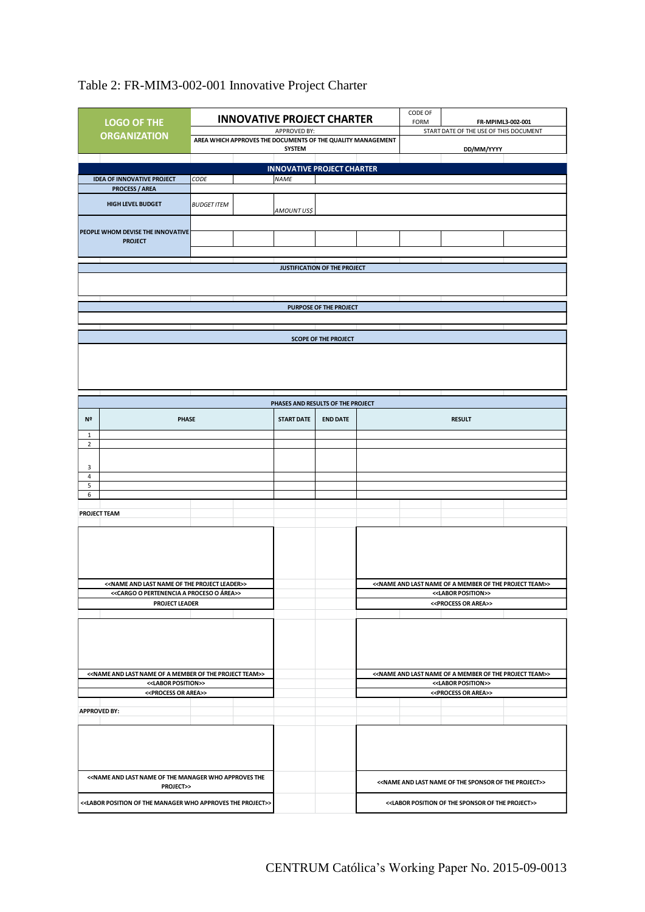Table 2: FR-MIM3-002-001 Innovative Project Charter

| LOGO OF THE ORGANIZATION | INNOVATIVE PROJECT CHARTER | CODE OF FORM | FR-MPIML3-002-001 |
|---|---|---|---|
| | APPROVED BY: | START DATE OF THE USE OF THIS DOCUMENT | |
| | AREA WHICH APPROVES THE DOCUMENTS OF THE QUALITY MANAGEMENT SYSTEM | DD/MM/YYYY | |

**INNOVATIVE PROJECT CHARTER**

| IDEA OF INNOVATIVE PROJECT | *CODE* | | *NAME* | | | | | |
|---|---|---|---|---|---|---|---|---|
| PROCESS / AREA | | | | | | | | |
| HIGH LEVEL BUDGET | *BUDGET ITEM* | | *AMOUNT US$* | | | | | |
| PEOPLE WHOM DEVISE THE INNOVATIVE PROJECT | | | | | | | | |
| | | | | | | | | |
| | | | | | | | | |

| JUSTIFICATION OF THE PROJECT |
|---|
| |

| PURPOSE OF THE PROJECT |
|---|
| |

| SCOPE OF THE PROJECT |
|---|
| |

**PHASES AND RESULTS OF THE PROJECT**

| Nº | PHASE | START DATE | END DATE | RESULT |
|---|---|---|---|---|
| 1 | | | | |
| 2 | | | | |
| 3 | | | | |
| 4 | | | | |
| 5 | | | | |
| 6 | | | | |

**PROJECT TEAM**

| | |
|---|---|
| <<NAME AND LAST NAME OF THE PROJECT LEADER>> | <<NAME AND LAST NAME OF A MEMBER OF THE PROJECT TEAM>> |
| <<CARGO O PERTENENCIA A PROCESO O ÁREA>> | <<LABOR POSITION>> |
| PROJECT LEADER | <<PROCESS OR AREA>> |

| | |
|---|---|
| <<NAME AND LAST NAME OF A MEMBER OF THE PROJECT TEAM>> | <<NAME AND LAST NAME OF A MEMBER OF THE PROJECT TEAM>> |
| <<LABOR POSITION>> | <<LABOR POSITION>> |
| <<PROCESS OR AREA>> | <<PROCESS OR AREA>> |

**APPROVED BY:**

| | |
|---|---|
| <<NAME AND LAST NAME OF THE MANAGER WHO APPROVES THE PROJECT>> | <<NAME AND LAST NAME OF THE SPONSOR OF THE PROJECT>> |
| <<LABOR POSITION OF THE MANAGER WHO APPROVES THE PROJECT>> | <<LABOR POSITION OF THE SPONSOR OF THE PROJECT>> |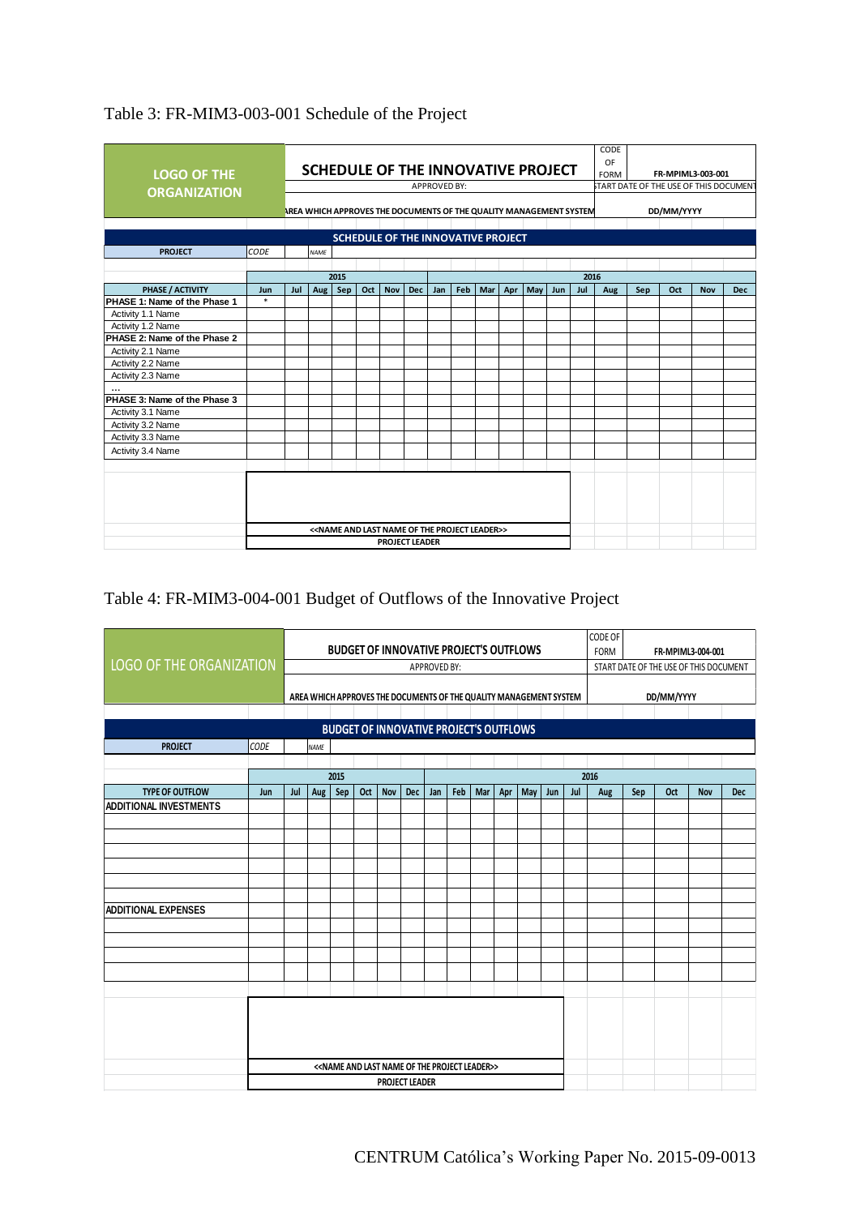Table 3: FR-MIM3-003-001 Schedule of the Project

| LOGO OF THE ORGANIZATION | SCHEDULE OF THE INNOVATIVE PROJECT | CODE OF FORM | FR-MPIML3-003-001 |
|---|---|---|---|
| | APPROVED BY: | START DATE OF THE USE OF THIS DOCUMENT | |
| | AREA WHICH APPROVES THE DOCUMENTS OF THE QUALITY MANAGEMENT SYSTEM | DD/MM/YYYY | |

**SCHEDULE OF THE INNOVATIVE PROJECT**

| PROJECT | CODE | | NAME |
|---|---|---|---|

| | 2015 | | | | | | | 2016 | | | | | | | | | | | |
|---|---|---|---|---|---|---|---|---|---|---|---|---|---|---|---|---|---|---|---|
| PHASE / ACTIVITY | Jun | Jul | Aug | Sep | Oct | Nov | Dec | Jan | Feb | Mar | Apr | May | Jun | Jul | Aug | Sep | Oct | Nov | Dec |
| PHASE 1: Name of the Phase 1 | * | | | | | | | | | | | | | | | | | | |
| Activity 1.1 Name | | | | | | | | | | | | | | | | | | | |
| Activity 1.2 Name | | | | | | | | | | | | | | | | | | | |
| PHASE 2: Name of the Phase 2 | | | | | | | | | | | | | | | | | | | |
| Activity 2.1 Name | | | | | | | | | | | | | | | | | | | |
| Activity 2.2 Name | | | | | | | | | | | | | | | | | | | |
| Activity 2.3 Name | | | | | | | | | | | | | | | | | | | |
| ... | | | | | | | | | | | | | | | | | | | |
| PHASE 3: Name of the Phase 3 | | | | | | | | | | | | | | | | | | | |
| Activity 3.1 Name | | | | | | | | | | | | | | | | | | | |
| Activity 3.2 Name | | | | | | | | | | | | | | | | | | | |
| Activity 3.3 Name | | | | | | | | | | | | | | | | | | | |
| Activity 3.4 Name | | | | | | | | | | | | | | | | | | | |

<<NAME AND LAST NAME OF THE PROJECT LEADER>>

PROJECT LEADER

Table 4: FR-MIM3-004-001 Budget of Outflows of the Innovative Project

| LOGO OF THE ORGANIZATION | BUDGET OF INNOVATIVE PROJECT'S OUTFLOWS | CODE OF FORM | FR-MPIML3-004-001 |
|---|---|---|---|
| | APPROVED BY: | START DATE OF THE USE OF THIS DOCUMENT | |
| | AREA WHICH APPROVES THE DOCUMENTS OF THE QUALITY MANAGEMENT SYSTEM | DD/MM/YYYY | |

**BUDGET OF INNOVATIVE PROJECT'S OUTFLOWS**

| PROJECT | CODE | | NAME |
|---|---|---|---|

| | 2015 | | | | | | | 2016 | | | | | | | | | | | |
|---|---|---|---|---|---|---|---|---|---|---|---|---|---|---|---|---|---|---|---|
| TYPE OF OUTFLOW | Jun | Jul | Aug | Sep | Oct | Nov | Dec | Jan | Feb | Mar | Apr | May | Jun | Jul | Aug | Sep | Oct | Nov | Dec |
| ADDITIONAL INVESTMENTS | | | | | | | | | | | | | | | | | | | |
| | | | | | | | | | | | | | | | | | | | |
| | | | | | | | | | | | | | | | | | | | |
| | | | | | | | | | | | | | | | | | | | |
| | | | | | | | | | | | | | | | | | | | |
| | | | | | | | | | | | | | | | | | | | |
| | | | | | | | | | | | | | | | | | | | |
| ADDITIONAL EXPENSES | | | | | | | | | | | | | | | | | | | |
| | | | | | | | | | | | | | | | | | | | |
| | | | | | | | | | | | | | | | | | | | |
| | | | | | | | | | | | | | | | | | | | |
| | | | | | | | | | | | | | | | | | | | |

<<NAME AND LAST NAME OF THE PROJECT LEADER>>

PROJECT LEADER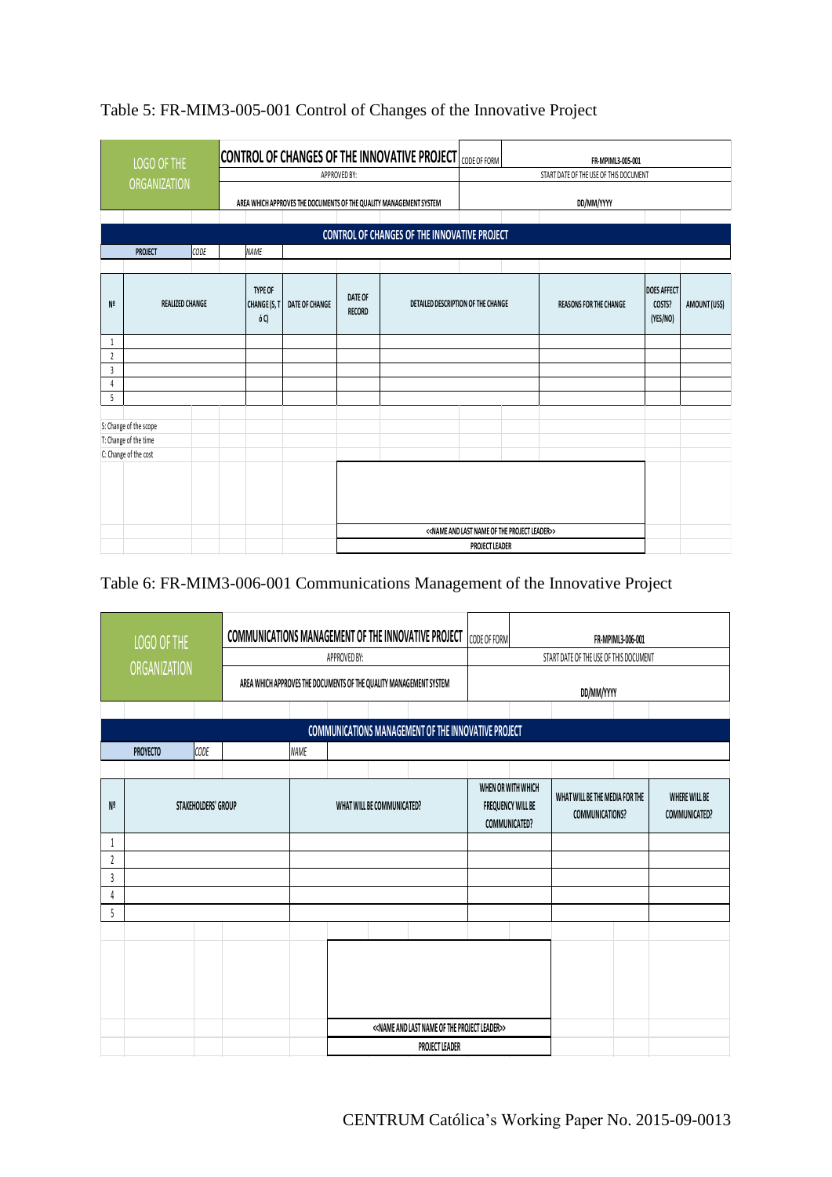Table 5: FR-MIM3-005-001 Control of Changes of the Innovative Project

| LOGO OF THE ORGANIZATION | CONTROL OF CHANGES OF THE INNOVATIVE PROJECT | CODE OF FORM | FR-MPIML3-005-001 |
|---|---|---|---|
| | APPROVED BY: | START DATE OF THE USE OF THIS DOCUMENT | |
| | AREA WHICH APPROVES THE DOCUMENTS OF THE QUALITY MANAGEMENT SYSTEM | DD/MM/YYYY | |

**CONTROL OF CHANGES OF THE INNOVATIVE PROJECT**

| PROJECT | CODE | NAME |
|---|---|---|
| | | |

| Nº | REALIZED CHANGE | TYPE OF CHANGE (S, T ó C) | DATE OF CHANGE | DATE OF RECORD | DETAILED DESCRIPTION OF THE CHANGE | REASONS FOR THE CHANGE | DOES AFFECT COSTS? (YES/NO) | AMOUNT (US$) |
|---|---|---|---|---|---|---|---|---|
| 1 | | | | | | | | |
| 2 | | | | | | | | |
| 3 | | | | | | | | |
| 4 | | | | | | | | |
| 5 | | | | | | | | |

S: Change of the scope
T: Change of the time
C: Change of the cost

<<NAME AND LAST NAME OF THE PROJECT LEADER>>
PROJECT LEADER

Table 6: FR-MIM3-006-001 Communications Management of the Innovative Project

| LOGO OF THE ORGANIZATION | COMMUNICATIONS MANAGEMENT OF THE INNOVATIVE PROJECT | CODE OF FORM | FR-MPIML3-006-001 |
|---|---|---|---|
| | APPROVED BY: | START DATE OF THE USE OF THIS DOCUMENT | |
| | AREA WHICH APPROVES THE DOCUMENTS OF THE QUALITY MANAGEMENT SYSTEM | DD/MM/YYYY | |

**COMMUNICATIONS MANAGEMENT OF THE INNOVATIVE PROJECT**

| PROYECTO | CODE | NAME |
|---|---|---|
| | | |

| Nº | STAKEHOLDERS' GROUP | WHAT WILL BE COMMUNICATED? | WHEN OR WITH WHICH FREQUENCY WILL BE COMMUNICATED? | WHAT WILL BE THE MEDIA FOR THE COMMUNICATIONS? | WHERE WILL BE COMMUNICATED? |
|---|---|---|---|---|---|
| 1 | | | | | |
| 2 | | | | | |
| 3 | | | | | |
| 4 | | | | | |
| 5 | | | | | |

<<NAME AND LAST NAME OF THE PROJECT LEADER>>
PROJECT LEADER

CENTRUM Católica's Working Paper No. 2015-09-0013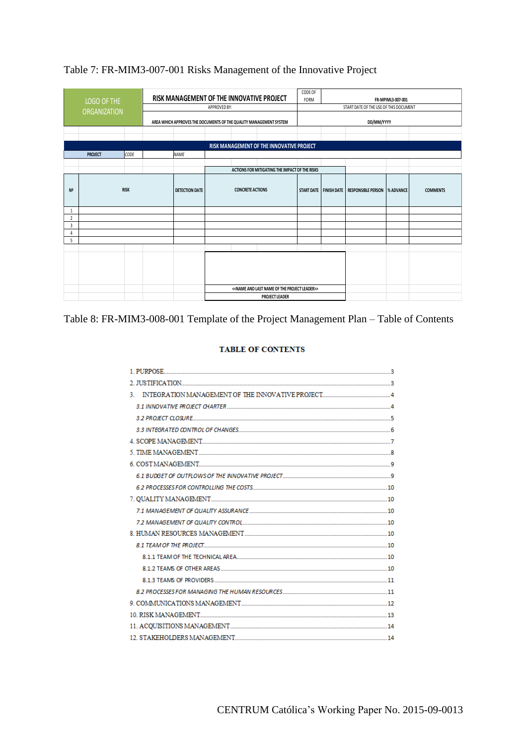Table 7: FR-MIM3-007-001 Risks Management of the Innovative Project

| LOGO OF THE ORGANIZATION | RISK MANAGEMENT OF THE INNOVATIVE PROJECT | CODE OF FORM | FR-MPIML3-007-001 |
|---|---|---|---|
| | APPROVED BY: | START DATE OF THE USE OF THIS DOCUMENT | |
| | AREA WHICH APPROVES THE DOCUMENTS OF THE QUALITY MANAGEMENT SYSTEM | DD/MM/YYYY | |

**RISK MANAGEMENT OF THE INNOVATIVE PROJECT**

| PROJECT | CODE | | NAME |
|---|---|---|---|

| Nº | RISK | DETECTION DATE | ACTIONS FOR MITIGATING THE IMPACT OF THE RISKS | | | | | | |
|---|---|---|---|---|---|---|---|---|---|
| | | | CONCRETE ACTIONS | START DATE | FINISH DATE | RESPONSIBLE PERSON | % ADVANCE | COMMENTS |
| 1 | | | | | | | | |
| 2 | | | | | | | | |
| 3 | | | | | | | | |
| 4 | | | | | | | | |
| 5 | | | | | | | | |

<<NAME AND LAST NAME OF THE PROJECT LEADER>>

PROJECT LEADER

Table 8: FR-MIM3-008-001 Template of the Project Management Plan – Table of Contents

**TABLE OF CONTENTS**

1. PURPOSE ..... 3
2. JUSTIFICATION ..... 3
3. INTEGRATION MANAGEMENT OF THE INNOVATIVE PROJECT ..... 4
   - *3.1 INNOVATIVE PROJECT CHARTER* ..... 4
   - *3.2 PROJECT CLOSURE* ..... 5
   - *3.3 INTEGRATED CONTROL OF CHANGES* ..... 6
4. SCOPE MANAGEMENT ..... 7
5. TIME MANAGEMENT ..... 8
6. COST MANAGEMENT ..... 9
   - *6.1 BUDGET OF OUTFLOWS OF THE INNOVATIVE PROJECT* ..... 9
   - *6.2 PROCESSES FOR CONTROLLING THE COSTS* ..... 10
7. QUALITY MANAGEMENT ..... 10
   - *7.1 MANAGEMENT OF QUALITY ASSURANCE* ..... 10
   - *7.2 MANAGEMENT OF QUALITY CONTROL* ..... 10
8. HUMAN RESOURCES MANAGEMENT ..... 10
   - *8.1 TEAM OF THE PROJECT* ..... 10
     - 8.1.1 TEAM OF THE TECHNICAL AREA ..... 10
     - 8.1.2 TEAMS OF OTHER AREAS ..... 10
     - 8.1.3 TEAMS OF PROVIDERS ..... 11
   - *8.2 PROCESSES FOR MANAGING THE HUMAN RESOURCES* ..... 11
9. COMMUNICATIONS MANAGEMENT ..... 12
10. RISK MANAGEMENT ..... 13
11. ACQUISITIONS MANAGEMENT ..... 14
12. STAKEHOLDERS MANAGEMENT ..... 14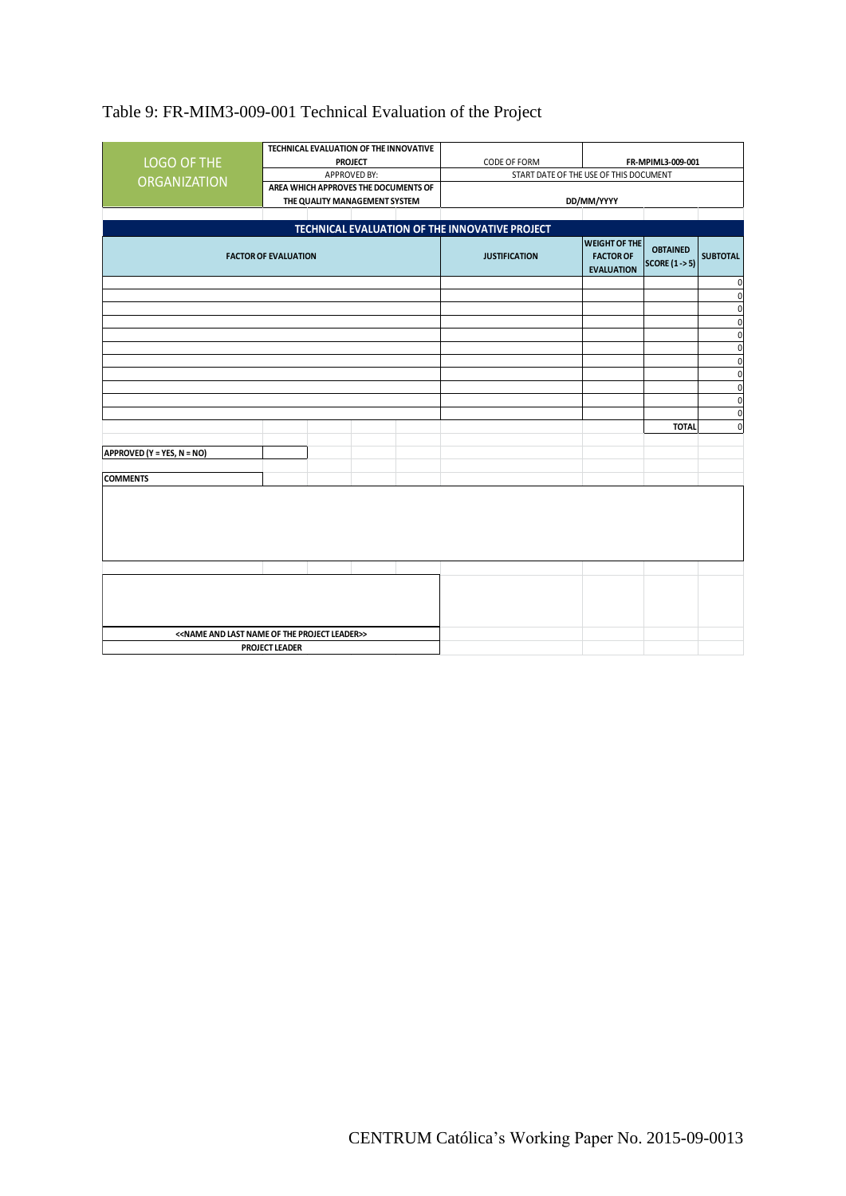Table 9: FR-MIM3-009-001 Technical Evaluation of the Project

| LOGO OF THE ORGANIZATION | TECHNICAL EVALUATION OF THE INNOVATIVE PROJECT | CODE OF FORM | FR-MPIML3-009-001 |
|---|---|---|---|
| | APPROVED BY: | START DATE OF THE USE OF THIS DOCUMENT | |
| | AREA WHICH APPROVES THE DOCUMENTS OF THE QUALITY MANAGEMENT SYSTEM | DD/MM/YYYY | |

**TECHNICAL EVALUATION OF THE INNOVATIVE PROJECT**

| FACTOR OF EVALUATION | JUSTIFICATION | WEIGHT OF THE FACTOR OF EVALUATION | OBTAINED SCORE (1 -> 5) | SUBTOTAL |
|---|---|---|---|---|
| | | | | 0 |
| | | | | 0 |
| | | | | 0 |
| | | | | 0 |
| | | | | 0 |
| | | | | 0 |
| | | | | 0 |
| | | | | 0 |
| | | | | 0 |
| | | | | 0 |
| | | | | 0 |
| | | | TOTAL | 0 |

**APPROVED (Y = YES, N = NO)**

**COMMENTS**

**<<NAME AND LAST NAME OF THE PROJECT LEADER>>**

**PROJECT LEADER**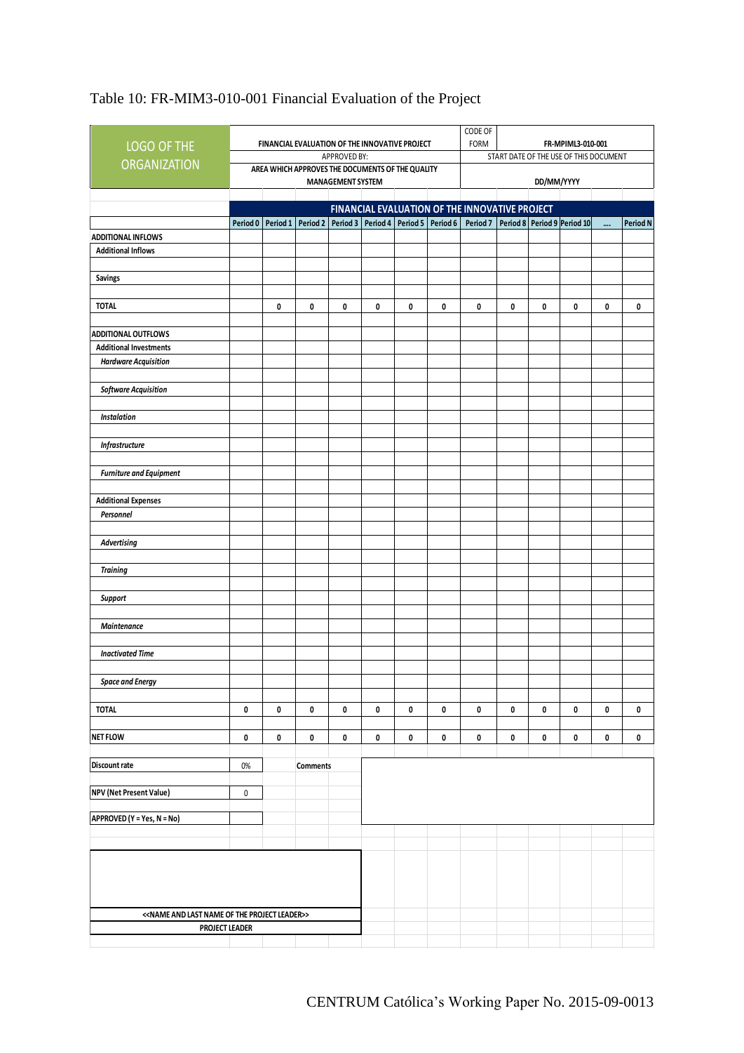Table 10: FR-MIM3-010-001 Financial Evaluation of the Project

| LOGO OF THE ORGANIZATION | FINANCIAL EVALUATION OF THE INNOVATIVE PROJECT | CODE OF FORM | FR-MPIML3-010-001 |
|---|---|---|---|
| | APPROVED BY: | START DATE OF THE USE OF THIS DOCUMENT | |
| | AREA WHICH APPROVES THE DOCUMENTS OF THE QUALITY MANAGEMENT SYSTEM | DD/MM/YYYY | |

| FINANCIAL EVALUATION OF THE INNOVATIVE PROJECT | Period 0 | Period 1 | Period 2 | Period 3 | Period 4 | Period 5 | Period 6 | Period 7 | Period 8 | Period 9 | Period 10 | .... | Period N |
|---|---|---|---|---|---|---|---|---|---|---|---|---|---|
| **ADDITIONAL INFLOWS** | | | | | | | | | | | | | |
| Additional Inflows | | | | | | | | | | | | | |
| Savings | | | | | | | | | | | | | |
| TOTAL | | 0 | 0 | 0 | 0 | 0 | 0 | 0 | 0 | 0 | 0 | 0 | 0 |
| **ADDITIONAL OUTFLOWS** | | | | | | | | | | | | | |
| Additional Investments | | | | | | | | | | | | | |
| *Hardware Acquisition* | | | | | | | | | | | | | |
| *Software Acquisition* | | | | | | | | | | | | | |
| *Instalation* | | | | | | | | | | | | | |
| *Infrastructure* | | | | | | | | | | | | | |
| *Furniture and Equipment* | | | | | | | | | | | | | |
| Additional Expenses | | | | | | | | | | | | | |
| *Personnel* | | | | | | | | | | | | | |
| *Advertising* | | | | | | | | | | | | | |
| *Training* | | | | | | | | | | | | | |
| *Support* | | | | | | | | | | | | | |
| *Maintenance* | | | | | | | | | | | | | |
| *Inactivated Time* | | | | | | | | | | | | | |
| *Space and Energy* | | | | | | | | | | | | | |
| TOTAL | 0 | 0 | 0 | 0 | 0 | 0 | 0 | 0 | 0 | 0 | 0 | 0 | 0 |
| **NET FLOW** | 0 | 0 | 0 | 0 | 0 | 0 | 0 | 0 | 0 | 0 | 0 | 0 | 0 |

| | | |
|---|---|---|
| Discount rate | 0% | Comments |
| NPV (Net Present Value) | 0 | |
| APPROVED (Y = Yes, N = No) | | |

| |
|---|
| <<NAME AND LAST NAME OF THE PROJECT LEADER>> |
| PROJECT LEADER |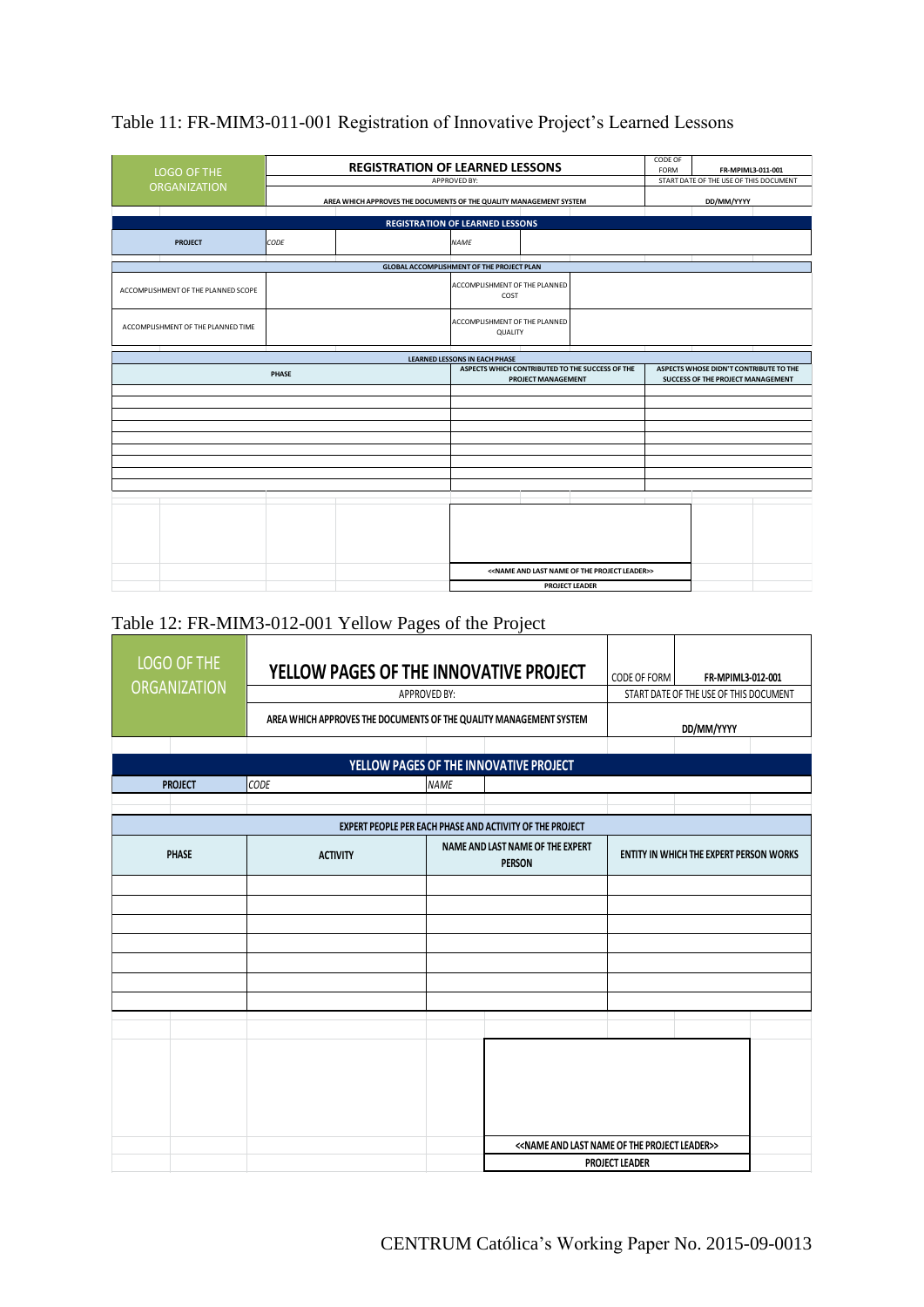Table 11: FR-MIM3-011-001 Registration of Innovative Project's Learned Lessons

| LOGO OF THE ORGANIZATION | REGISTRATION OF LEARNED LESSONS | | CODE OF FORM | FR-MPIML3-011-001 |
|---|---|---|---|---|
| | APPROVED BY: | | START DATE OF THE USE OF THIS DOCUMENT | |
| | AREA WHICH APPROVES THE DOCUMENTS OF THE QUALITY MANAGEMENT SYSTEM | | DD/MM/YYYY | |

| REGISTRATION OF LEARNED LESSONS | | | |
|---|---|---|---|
| PROJECT | CODE | NAME | |

| GLOBAL ACCOMPLISHMENT OF THE PROJECT PLAN | | | |
|---|---|---|---|
| ACCOMPLISHMENT OF THE PLANNED SCOPE | | ACCOMPLISHMENT OF THE PLANNED COST | |
| ACCOMPLISHMENT OF THE PLANNED TIME | | ACCOMPLISHMENT OF THE PLANNED QUALITY | |

| LEARNED LESSONS IN EACH PHASE | | |
|---|---|---|
| PHASE | ASPECTS WHICH CONTRIBUTED TO THE SUCCESS OF THE PROJECT MANAGEMENT | ASPECTS WHOSE DIDN'T CONTRIBUTE TO THE SUCCESS OF THE PROJECT MANAGEMENT |
| | | |
| | | |
| | | |
| | | |
| | | |
| | | |
| | | |
| | | |
| | | |

<<NAME AND LAST NAME OF THE PROJECT LEADER>>

PROJECT LEADER

Table 12: FR-MIM3-012-001 Yellow Pages of the Project

| LOGO OF THE ORGANIZATION | YELLOW PAGES OF THE INNOVATIVE PROJECT | CODE OF FORM | FR-MPIML3-012-001 |
|---|---|---|---|
| | APPROVED BY: | START DATE OF THE USE OF THIS DOCUMENT | |
| | AREA WHICH APPROVES THE DOCUMENTS OF THE QUALITY MANAGEMENT SYSTEM | DD/MM/YYYY | |

| YELLOW PAGES OF THE INNOVATIVE PROJECT | | | |
|---|---|---|---|
| PROJECT | CODE | NAME | |

| EXPERT PEOPLE PER EACH PHASE AND ACTIVITY OF THE PROJECT | | | |
|---|---|---|---|
| PHASE | ACTIVITY | NAME AND LAST NAME OF THE EXPERT PERSON | ENTITY IN WHICH THE EXPERT PERSON WORKS |
| | | | |
| | | | |
| | | | |
| | | | |
| | | | |
| | | | |
| | | | |

<<NAME AND LAST NAME OF THE PROJECT LEADER>>

PROJECT LEADER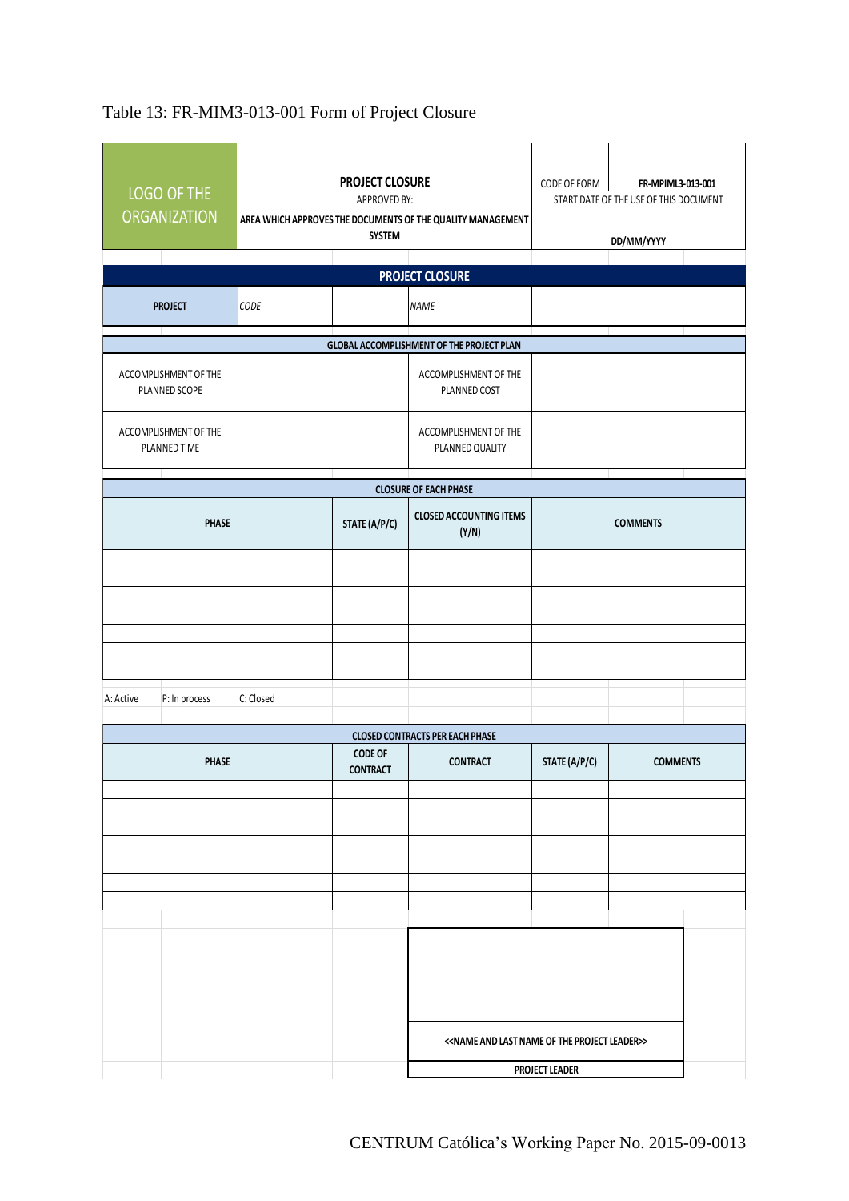Table 13: FR-MIM3-013-001 Form of Project Closure

| | | | |
|---|---|---|---|
| LOGO OF THE ORGANIZATION | **PROJECT CLOSURE** | CODE OF FORM | **FR-MPIML3-013-001** |
| | APPROVED BY: | START DATE OF THE USE OF THIS DOCUMENT | |
| | **AREA WHICH APPROVES THE DOCUMENTS OF THE QUALITY MANAGEMENT SYSTEM** | **DD/MM/YYYY** | |

**PROJECT CLOSURE**

| **PROJECT** | *CODE* | | *NAME* | |
|---|---|---|---|---|

**GLOBAL ACCOMPLISHMENT OF THE PROJECT PLAN**

| | | | |
|---|---|---|---|
| ACCOMPLISHMENT OF THE PLANNED SCOPE | | ACCOMPLISHMENT OF THE PLANNED COST | |
| ACCOMPLISHMENT OF THE PLANNED TIME | | ACCOMPLISHMENT OF THE PLANNED QUALITY | |

**CLOSURE OF EACH PHASE**

| **PHASE** | **STATE (A/P/C)** | **CLOSED ACCOUNTING ITEMS (Y/N)** | **COMMENTS** |
|---|---|---|---|
| | | | |
| | | | |
| | | | |
| | | | |
| | | | |
| | | | |
| | | | |

A: Active  P: In process  C: Closed

**CLOSED CONTRACTS PER EACH PHASE**

| **PHASE** | **CODE OF CONTRACT** | **CONTRACT** | **STATE (A/P/C)** | **COMMENTS** |
|---|---|---|---|---|
| | | | | |
| | | | | |
| | | | | |
| | | | | |
| | | | | |
| | | | | |
| | | | | |

**<<NAME AND LAST NAME OF THE PROJECT LEADER>>**

**PROJECT LEADER**